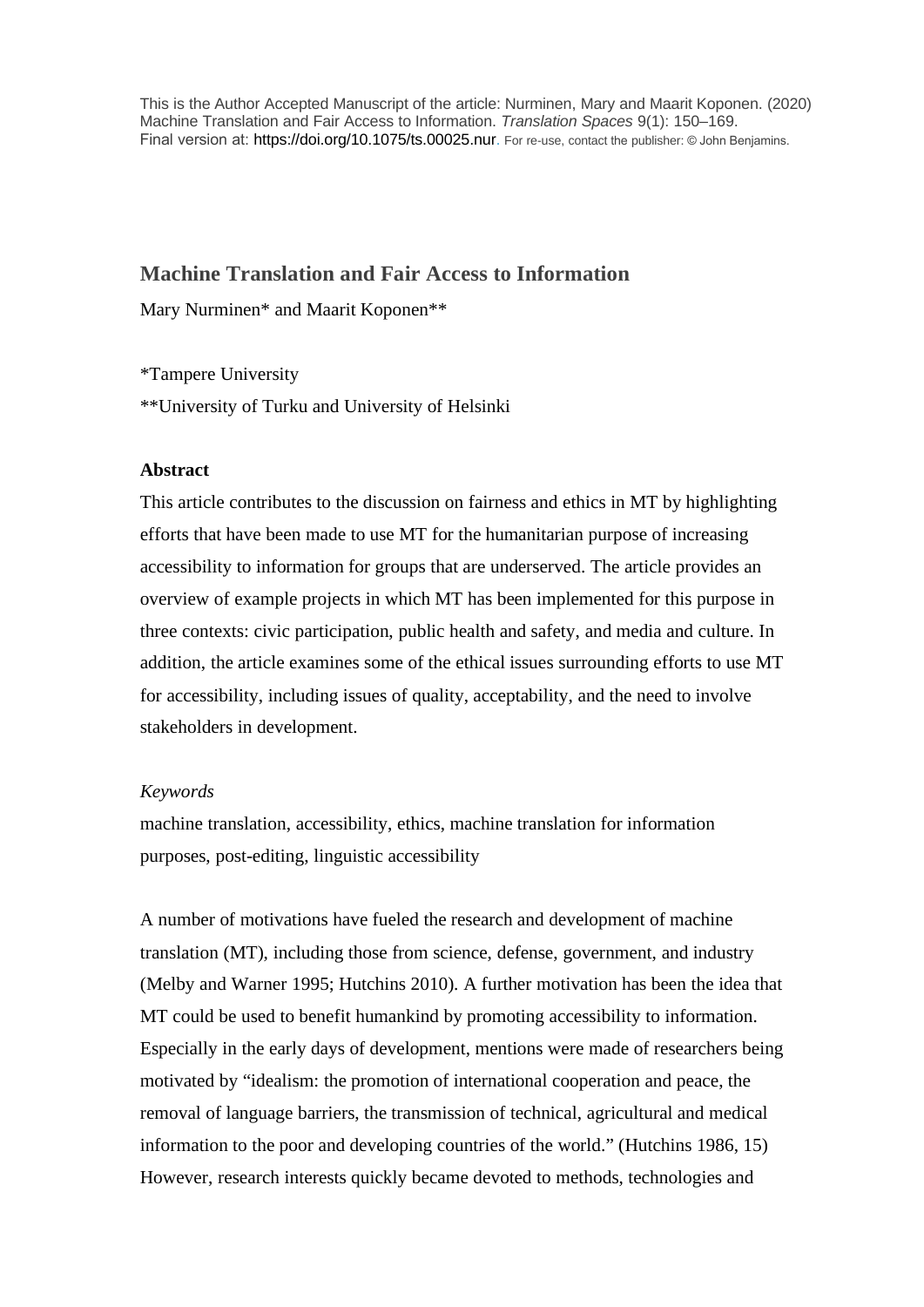This is the Author Accepted Manuscript of the article: Nurminen, Mary and Maarit Koponen. (2020) Machine Translation and Fair Access to Information. *Translation Spaces* 9(1): 150–169. Final version at: https://doi.org/10.1075/ts.00025.nur. For re-use, contact the publisher: © John Benjamins.

# Machine Translation and Fair Access to Information

Mary Nurminen* and Maarit Koponen**

*Tampere University

**University of Turku and University of Helsinki

## Abstract

This article contributes to the discussion on fairness and ethics in MT by highlighting efforts that have been made to use MT for the humanitarian purpose of increasing accessibility to information for groups that are underserved. The article provides an overview of example projects in which MT has been implemented for this purpose in three contexts: civic participation, public health and safety, and media and culture. In addition, the article examines some of the ethical issues surrounding efforts to use MT for accessibility, including issues of quality, acceptability, and the need to involve stakeholders in development.

*Keywords*

machine translation, accessibility, ethics, machine translation for information purposes, post-editing, linguistic accessibility

A number of motivations have fueled the research and development of machine translation (MT), including those from science, defense, government, and industry (Melby and Warner 1995; Hutchins 2010). A further motivation has been the idea that MT could be used to benefit humankind by promoting accessibility to information. Especially in the early days of development, mentions were made of researchers being motivated by "idealism: the promotion of international cooperation and peace, the removal of language barriers, the transmission of technical, agricultural and medical information to the poor and developing countries of the world." (Hutchins 1986, 15) However, research interests quickly became devoted to methods, technologies and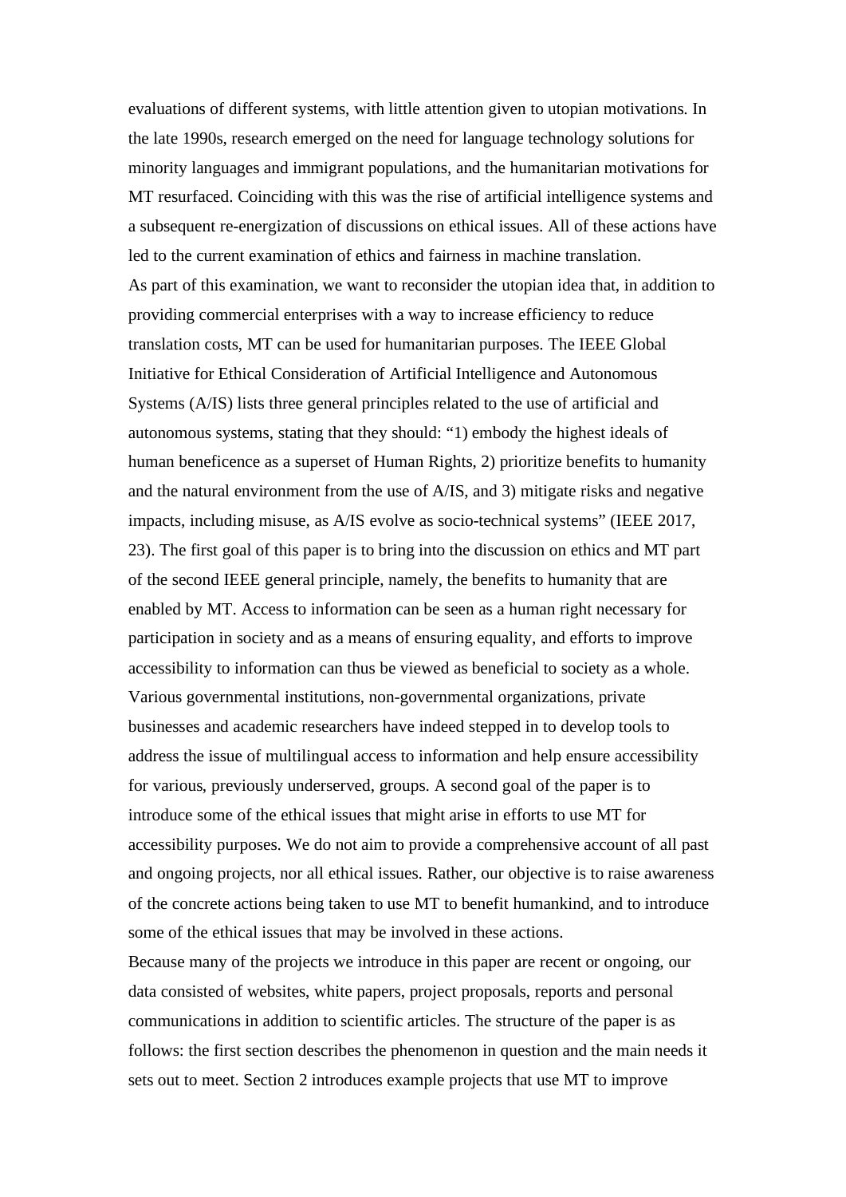evaluations of different systems, with little attention given to utopian motivations. In the late 1990s, research emerged on the need for language technology solutions for minority languages and immigrant populations, and the humanitarian motivations for MT resurfaced. Coinciding with this was the rise of artificial intelligence systems and a subsequent re-energization of discussions on ethical issues. All of these actions have led to the current examination of ethics and fairness in machine translation.

As part of this examination, we want to reconsider the utopian idea that, in addition to providing commercial enterprises with a way to increase efficiency to reduce translation costs, MT can be used for humanitarian purposes. The IEEE Global Initiative for Ethical Consideration of Artificial Intelligence and Autonomous Systems (A/IS) lists three general principles related to the use of artificial and autonomous systems, stating that they should: "1) embody the highest ideals of human beneficence as a superset of Human Rights, 2) prioritize benefits to humanity and the natural environment from the use of A/IS, and 3) mitigate risks and negative impacts, including misuse, as A/IS evolve as socio-technical systems" (IEEE 2017, 23). The first goal of this paper is to bring into the discussion on ethics and MT part of the second IEEE general principle, namely, the benefits to humanity that are enabled by MT. Access to information can be seen as a human right necessary for participation in society and as a means of ensuring equality, and efforts to improve accessibility to information can thus be viewed as beneficial to society as a whole. Various governmental institutions, non-governmental organizations, private businesses and academic researchers have indeed stepped in to develop tools to address the issue of multilingual access to information and help ensure accessibility for various, previously underserved, groups. A second goal of the paper is to introduce some of the ethical issues that might arise in efforts to use MT for accessibility purposes. We do not aim to provide a comprehensive account of all past and ongoing projects, nor all ethical issues. Rather, our objective is to raise awareness of the concrete actions being taken to use MT to benefit humankind, and to introduce some of the ethical issues that may be involved in these actions.

Because many of the projects we introduce in this paper are recent or ongoing, our data consisted of websites, white papers, project proposals, reports and personal communications in addition to scientific articles. The structure of the paper is as follows: the first section describes the phenomenon in question and the main needs it sets out to meet. Section 2 introduces example projects that use MT to improve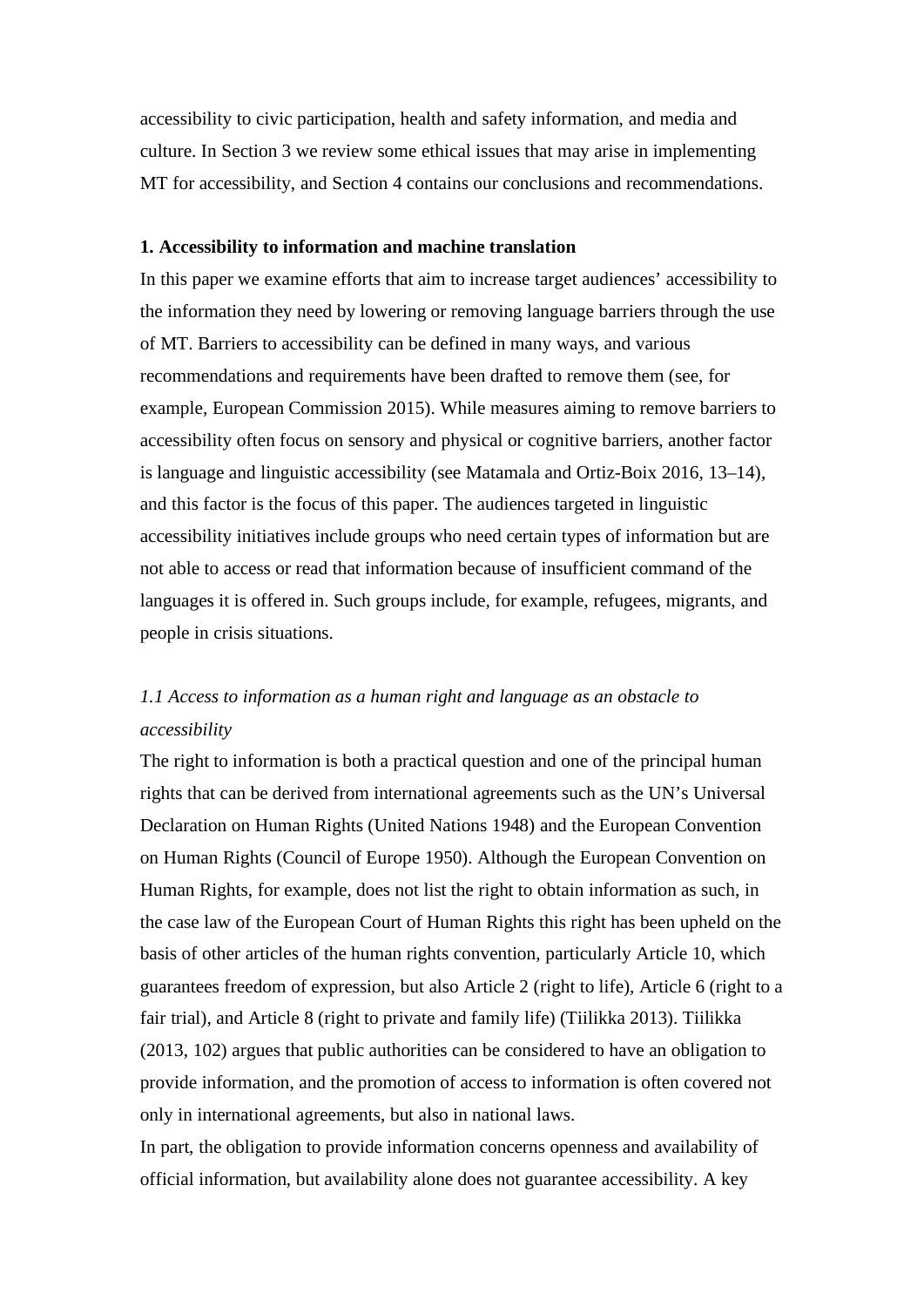accessibility to civic participation, health and safety information, and media and culture. In Section 3 we review some ethical issues that may arise in implementing MT for accessibility, and Section 4 contains our conclusions and recommendations.

## 1. Accessibility to information and machine translation

In this paper we examine efforts that aim to increase target audiences' accessibility to the information they need by lowering or removing language barriers through the use of MT. Barriers to accessibility can be defined in many ways, and various recommendations and requirements have been drafted to remove them (see, for example, European Commission 2015). While measures aiming to remove barriers to accessibility often focus on sensory and physical or cognitive barriers, another factor is language and linguistic accessibility (see Matamala and Ortiz-Boix 2016, 13–14), and this factor is the focus of this paper. The audiences targeted in linguistic accessibility initiatives include groups who need certain types of information but are not able to access or read that information because of insufficient command of the languages it is offered in. Such groups include, for example, refugees, migrants, and people in crisis situations.

### *1.1 Access to information as a human right and language as an obstacle to accessibility*

The right to information is both a practical question and one of the principal human rights that can be derived from international agreements such as the UN's Universal Declaration on Human Rights (United Nations 1948) and the European Convention on Human Rights (Council of Europe 1950). Although the European Convention on Human Rights, for example, does not list the right to obtain information as such, in the case law of the European Court of Human Rights this right has been upheld on the basis of other articles of the human rights convention, particularly Article 10, which guarantees freedom of expression, but also Article 2 (right to life), Article 6 (right to a fair trial), and Article 8 (right to private and family life) (Tiilikka 2013). Tiilikka (2013, 102) argues that public authorities can be considered to have an obligation to provide information, and the promotion of access to information is often covered not only in international agreements, but also in national laws.

In part, the obligation to provide information concerns openness and availability of official information, but availability alone does not guarantee accessibility. A key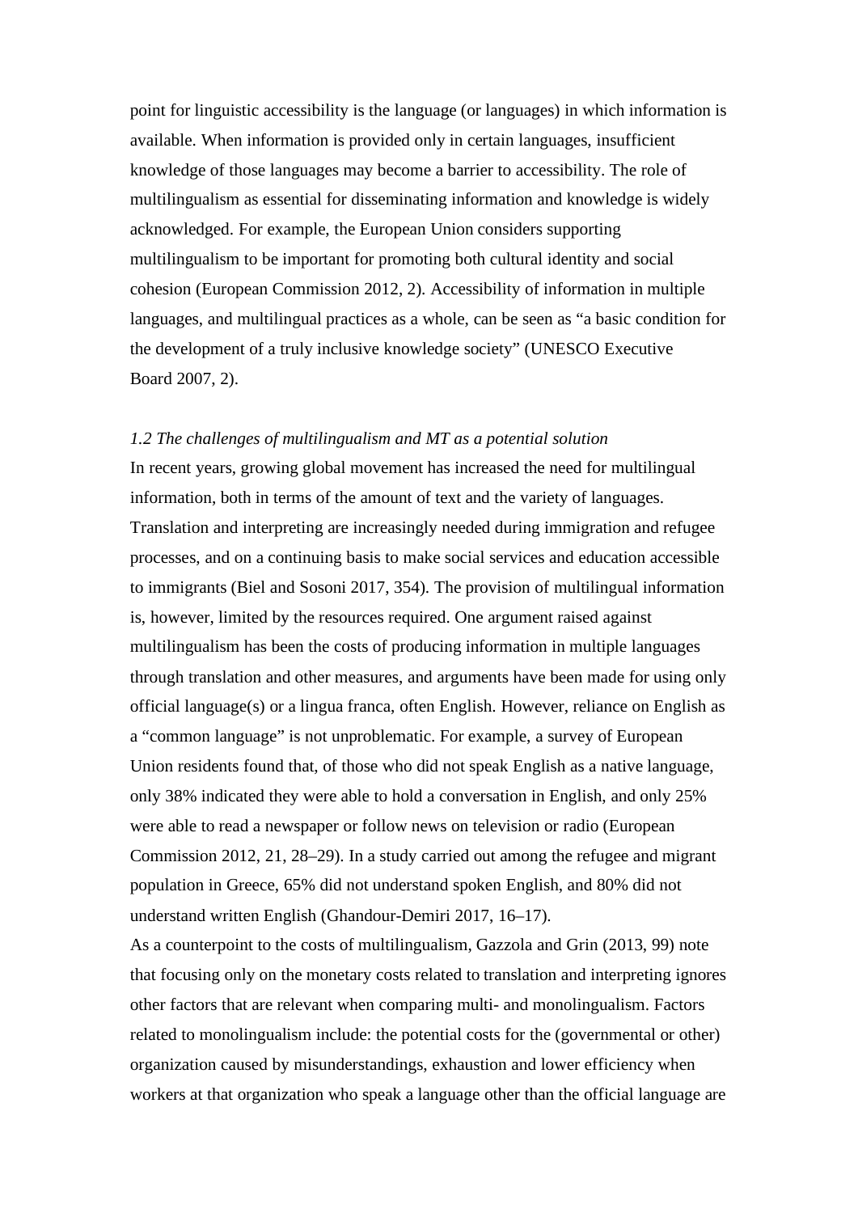point for linguistic accessibility is the language (or languages) in which information is available. When information is provided only in certain languages, insufficient knowledge of those languages may become a barrier to accessibility. The role of multilingualism as essential for disseminating information and knowledge is widely acknowledged. For example, the European Union considers supporting multilingualism to be important for promoting both cultural identity and social cohesion (European Commission 2012, 2). Accessibility of information in multiple languages, and multilingual practices as a whole, can be seen as "a basic condition for the development of a truly inclusive knowledge society" (UNESCO Executive Board 2007, 2).

### *1.2 The challenges of multilingualism and MT as a potential solution*

In recent years, growing global movement has increased the need for multilingual information, both in terms of the amount of text and the variety of languages. Translation and interpreting are increasingly needed during immigration and refugee processes, and on a continuing basis to make social services and education accessible to immigrants (Biel and Sosoni 2017, 354). The provision of multilingual information is, however, limited by the resources required. One argument raised against multilingualism has been the costs of producing information in multiple languages through translation and other measures, and arguments have been made for using only official language(s) or a lingua franca, often English. However, reliance on English as a "common language" is not unproblematic. For example, a survey of European Union residents found that, of those who did not speak English as a native language, only 38% indicated they were able to hold a conversation in English, and only 25% were able to read a newspaper or follow news on television or radio (European Commission 2012, 21, 28–29). In a study carried out among the refugee and migrant population in Greece, 65% did not understand spoken English, and 80% did not understand written English (Ghandour-Demiri 2017, 16–17).

As a counterpoint to the costs of multilingualism, Gazzola and Grin (2013, 99) note that focusing only on the monetary costs related to translation and interpreting ignores other factors that are relevant when comparing multi- and monolingualism. Factors related to monolingualism include: the potential costs for the (governmental or other) organization caused by misunderstandings, exhaustion and lower efficiency when workers at that organization who speak a language other than the official language are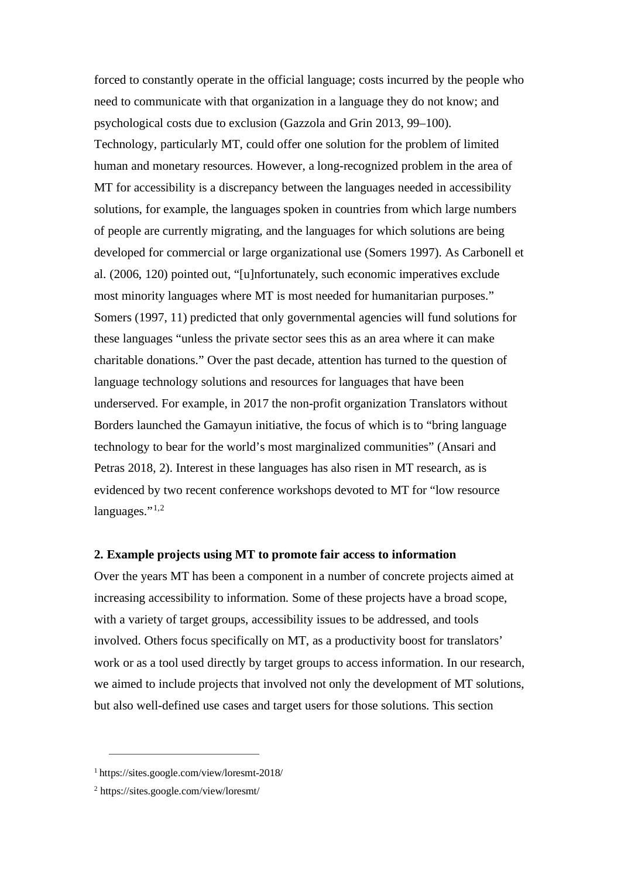forced to constantly operate in the official language; costs incurred by the people who need to communicate with that organization in a language they do not know; and psychological costs due to exclusion (Gazzola and Grin 2013, 99–100).

Technology, particularly MT, could offer one solution for the problem of limited human and monetary resources. However, a long-recognized problem in the area of MT for accessibility is a discrepancy between the languages needed in accessibility solutions, for example, the languages spoken in countries from which large numbers of people are currently migrating, and the languages for which solutions are being developed for commercial or large organizational use (Somers 1997). As Carbonell et al. (2006, 120) pointed out, "[u]nfortunately, such economic imperatives exclude most minority languages where MT is most needed for humanitarian purposes." Somers (1997, 11) predicted that only governmental agencies will fund solutions for these languages "unless the private sector sees this as an area where it can make charitable donations." Over the past decade, attention has turned to the question of language technology solutions and resources for languages that have been underserved. For example, in 2017 the non-profit organization Translators without Borders launched the Gamayun initiative, the focus of which is to "bring language technology to bear for the world's most marginalized communities" (Ansari and Petras 2018, 2). Interest in these languages has also risen in MT research, as is evidenced by two recent conference workshops devoted to MT for "low resource languages."[1,2]

## 2. Example projects using MT to promote fair access to information

Over the years MT has been a component in a number of concrete projects aimed at increasing accessibility to information. Some of these projects have a broad scope, with a variety of target groups, accessibility issues to be addressed, and tools involved. Others focus specifically on MT, as a productivity boost for translators' work or as a tool used directly by target groups to access information. In our research, we aimed to include projects that involved not only the development of MT solutions, but also well-defined use cases and target users for those solutions. This section

---

[1] https://sites.google.com/view/loresmt-2018/

[2] https://sites.google.com/view/loresmt/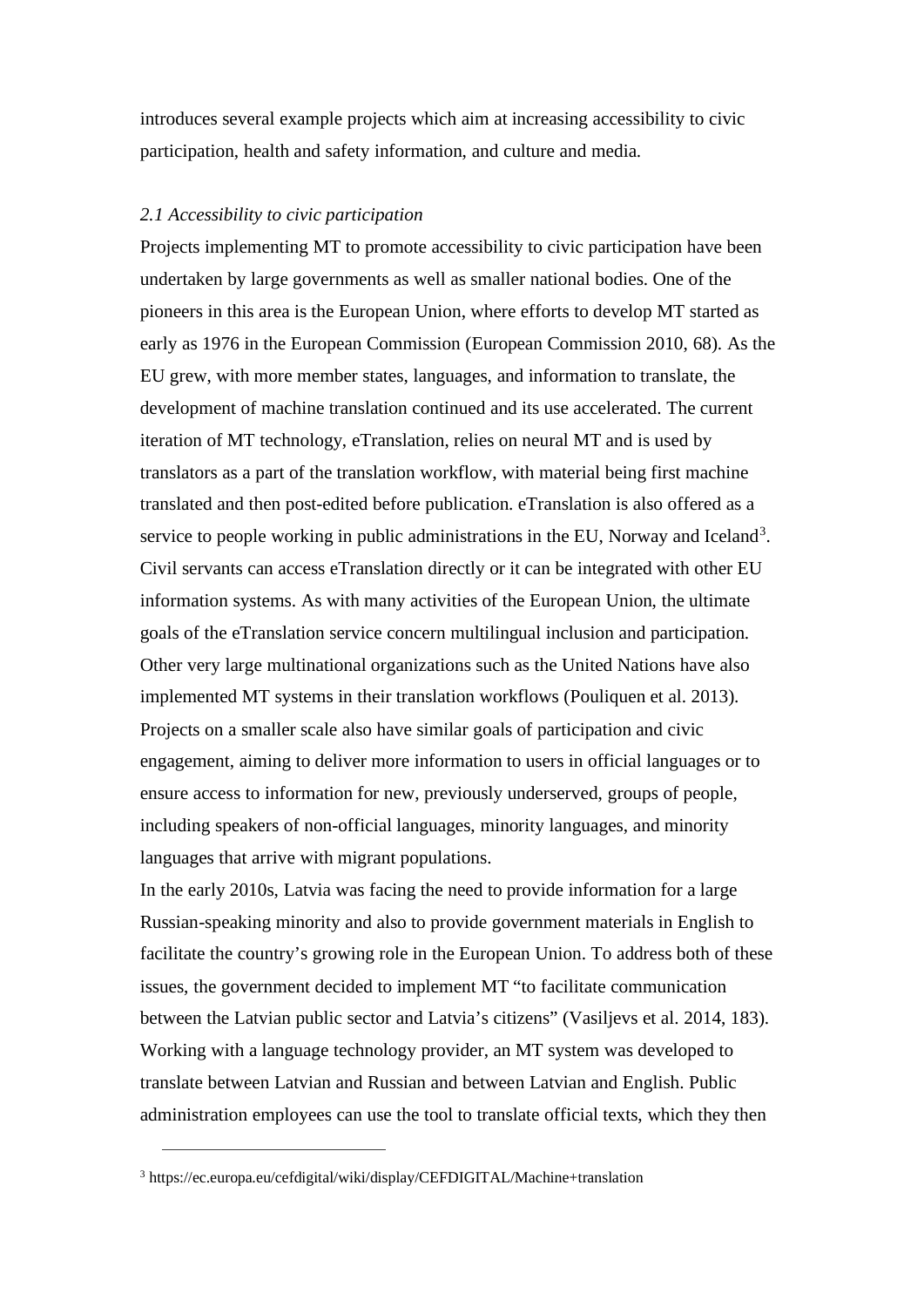introduces several example projects which aim at increasing accessibility to civic participation, health and safety information, and culture and media.

### *2.1 Accessibility to civic participation*

Projects implementing MT to promote accessibility to civic participation have been undertaken by large governments as well as smaller national bodies. One of the pioneers in this area is the European Union, where efforts to develop MT started as early as 1976 in the European Commission (European Commission 2010, 68). As the EU grew, with more member states, languages, and information to translate, the development of machine translation continued and its use accelerated. The current iteration of MT technology, eTranslation, relies on neural MT and is used by translators as a part of the translation workflow, with material being first machine translated and then post-edited before publication. eTranslation is also offered as a service to people working in public administrations in the EU, Norway and Iceland[3]. Civil servants can access eTranslation directly or it can be integrated with other EU information systems. As with many activities of the European Union, the ultimate goals of the eTranslation service concern multilingual inclusion and participation. Other very large multinational organizations such as the United Nations have also implemented MT systems in their translation workflows (Pouliquen et al. 2013). Projects on a smaller scale also have similar goals of participation and civic engagement, aiming to deliver more information to users in official languages or to ensure access to information for new, previously underserved, groups of people, including speakers of non-official languages, minority languages, and minority languages that arrive with migrant populations.

In the early 2010s, Latvia was facing the need to provide information for a large Russian-speaking minority and also to provide government materials in English to facilitate the country's growing role in the European Union. To address both of these issues, the government decided to implement MT "to facilitate communication between the Latvian public sector and Latvia's citizens" (Vasiljevs et al. 2014, 183). Working with a language technology provider, an MT system was developed to translate between Latvian and Russian and between Latvian and English. Public administration employees can use the tool to translate official texts, which they then

[3] https://ec.europa.eu/cefdigital/wiki/display/CEFDIGITAL/Machine+translation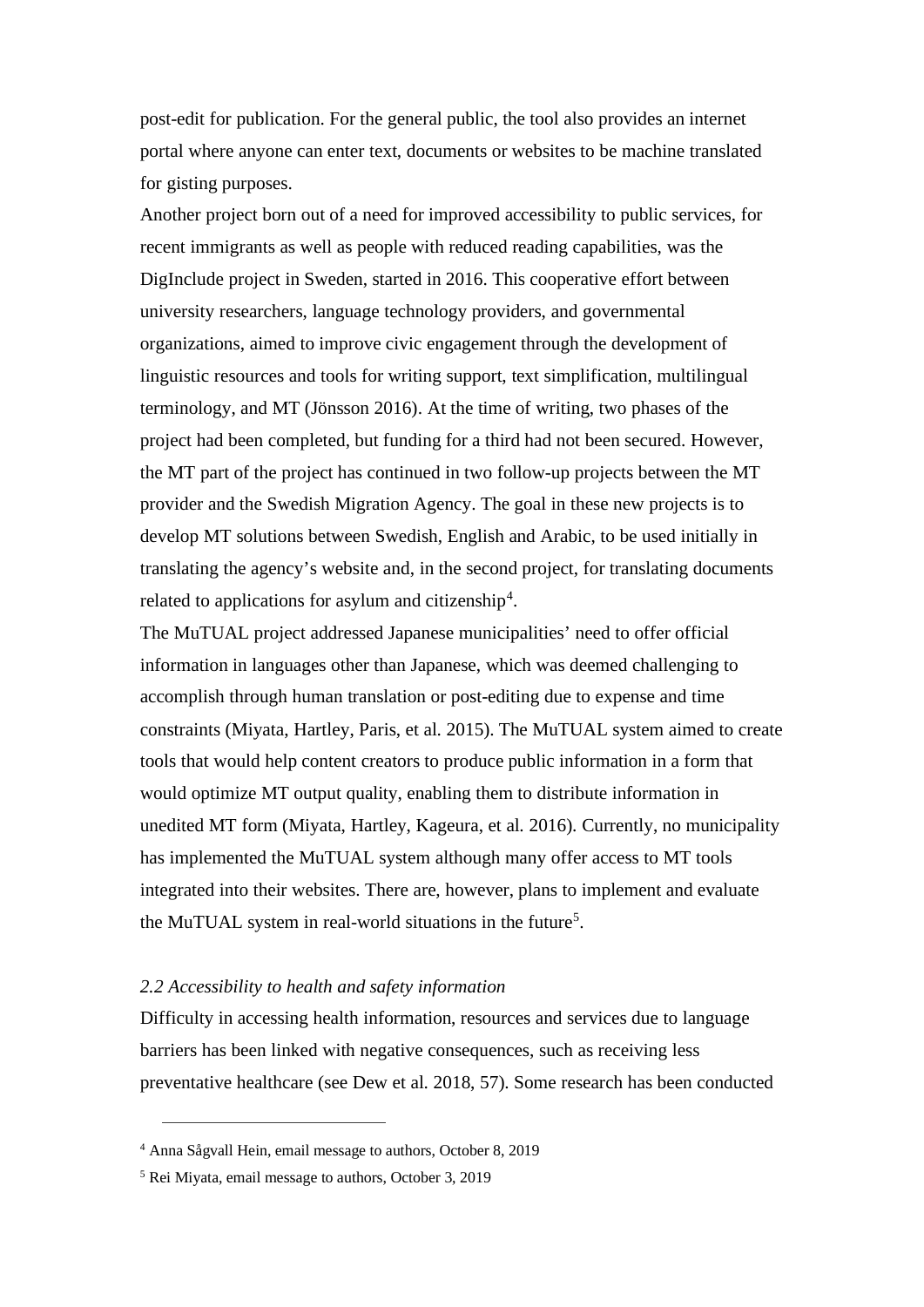post-edit for publication. For the general public, the tool also provides an internet portal where anyone can enter text, documents or websites to be machine translated for gisting purposes.

Another project born out of a need for improved accessibility to public services, for recent immigrants as well as people with reduced reading capabilities, was the DigInclude project in Sweden, started in 2016. This cooperative effort between university researchers, language technology providers, and governmental organizations, aimed to improve civic engagement through the development of linguistic resources and tools for writing support, text simplification, multilingual terminology, and MT (Jönsson 2016). At the time of writing, two phases of the project had been completed, but funding for a third had not been secured. However, the MT part of the project has continued in two follow-up projects between the MT provider and the Swedish Migration Agency. The goal in these new projects is to develop MT solutions between Swedish, English and Arabic, to be used initially in translating the agency's website and, in the second project, for translating documents related to applications for asylum and citizenship[4].

The MuTUAL project addressed Japanese municipalities' need to offer official information in languages other than Japanese, which was deemed challenging to accomplish through human translation or post-editing due to expense and time constraints (Miyata, Hartley, Paris, et al. 2015). The MuTUAL system aimed to create tools that would help content creators to produce public information in a form that would optimize MT output quality, enabling them to distribute information in unedited MT form (Miyata, Hartley, Kageura, et al. 2016). Currently, no municipality has implemented the MuTUAL system although many offer access to MT tools integrated into their websites. There are, however, plans to implement and evaluate the MuTUAL system in real-world situations in the future[5].

### *2.2 Accessibility to health and safety information*

Difficulty in accessing health information, resources and services due to language barriers has been linked with negative consequences, such as receiving less preventative healthcare (see Dew et al. 2018, 57). Some research has been conducted

---

[4] Anna Sågvall Hein, email message to authors, October 8, 2019

[5] Rei Miyata, email message to authors, October 3, 2019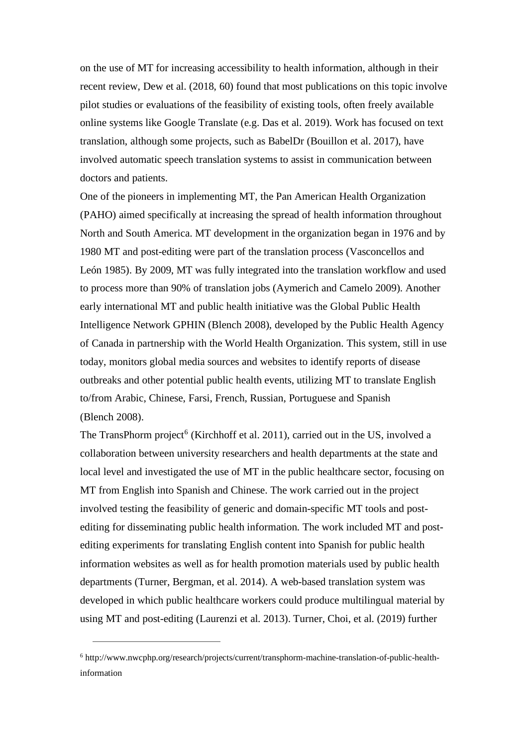on the use of MT for increasing accessibility to health information, although in their recent review, Dew et al. (2018, 60) found that most publications on this topic involve pilot studies or evaluations of the feasibility of existing tools, often freely available online systems like Google Translate (e.g. Das et al. 2019). Work has focused on text translation, although some projects, such as BabelDr (Bouillon et al. 2017), have involved automatic speech translation systems to assist in communication between doctors and patients.

One of the pioneers in implementing MT, the Pan American Health Organization (PAHO) aimed specifically at increasing the spread of health information throughout North and South America. MT development in the organization began in 1976 and by 1980 MT and post-editing were part of the translation process (Vasconcellos and León 1985). By 2009, MT was fully integrated into the translation workflow and used to process more than 90% of translation jobs (Aymerich and Camelo 2009). Another early international MT and public health initiative was the Global Public Health Intelligence Network GPHIN (Blench 2008), developed by the Public Health Agency of Canada in partnership with the World Health Organization. This system, still in use today, monitors global media sources and websites to identify reports of disease outbreaks and other potential public health events, utilizing MT to translate English to/from Arabic, Chinese, Farsi, French, Russian, Portuguese and Spanish (Blench 2008).

The TransPhorm project[6] (Kirchhoff et al. 2011), carried out in the US, involved a collaboration between university researchers and health departments at the state and local level and investigated the use of MT in the public healthcare sector, focusing on MT from English into Spanish and Chinese. The work carried out in the project involved testing the feasibility of generic and domain-specific MT tools and post-editing for disseminating public health information. The work included MT and post-editing experiments for translating English content into Spanish for public health information websites as well as for health promotion materials used by public health departments (Turner, Bergman, et al. 2014). A web-based translation system was developed in which public healthcare workers could produce multilingual material by using MT and post-editing (Laurenzi et al. 2013). Turner, Choi, et al. (2019) further

[6] http://www.nwcphp.org/research/projects/current/transphorm-machine-translation-of-public-health-information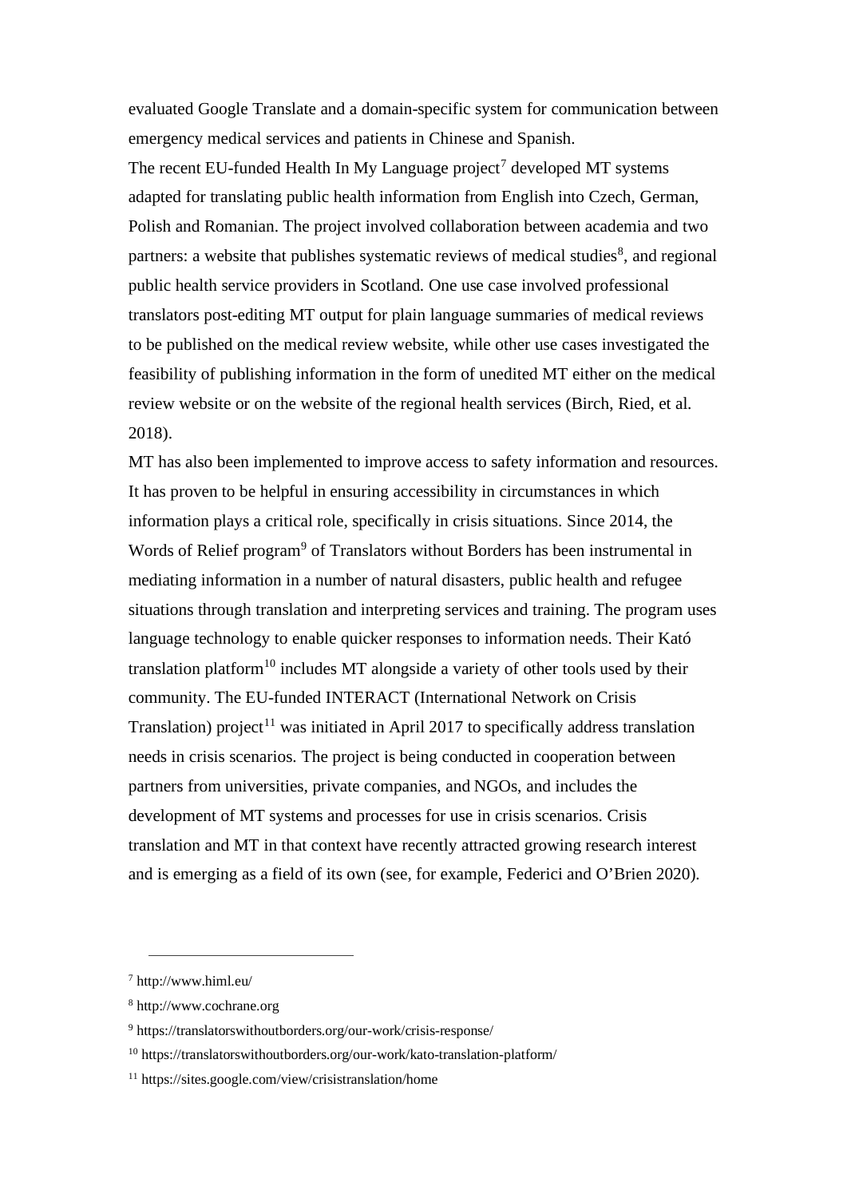evaluated Google Translate and a domain-specific system for communication between emergency medical services and patients in Chinese and Spanish.

The recent EU-funded Health In My Language project[7] developed MT systems adapted for translating public health information from English into Czech, German, Polish and Romanian. The project involved collaboration between academia and two partners: a website that publishes systematic reviews of medical studies[8], and regional public health service providers in Scotland. One use case involved professional translators post-editing MT output for plain language summaries of medical reviews to be published on the medical review website, while other use cases investigated the feasibility of publishing information in the form of unedited MT either on the medical review website or on the website of the regional health services (Birch, Ried, et al. 2018).

MT has also been implemented to improve access to safety information and resources. It has proven to be helpful in ensuring accessibility in circumstances in which information plays a critical role, specifically in crisis situations. Since 2014, the Words of Relief program[9] of Translators without Borders has been instrumental in mediating information in a number of natural disasters, public health and refugee situations through translation and interpreting services and training. The program uses language technology to enable quicker responses to information needs. Their Kató translation platform[10] includes MT alongside a variety of other tools used by their community. The EU-funded INTERACT (International Network on Crisis Translation) project[11] was initiated in April 2017 to specifically address translation needs in crisis scenarios. The project is being conducted in cooperation between partners from universities, private companies, and NGOs, and includes the development of MT systems and processes for use in crisis scenarios. Crisis translation and MT in that context have recently attracted growing research interest and is emerging as a field of its own (see, for example, Federici and O'Brien 2020).

---

[7] http://www.himl.eu/

[8] http://www.cochrane.org

[9] https://translatorswithoutborders.org/our-work/crisis-response/

[10] https://translatorswithoutborders.org/our-work/kato-translation-platform/

[11] https://sites.google.com/view/crisistranslation/home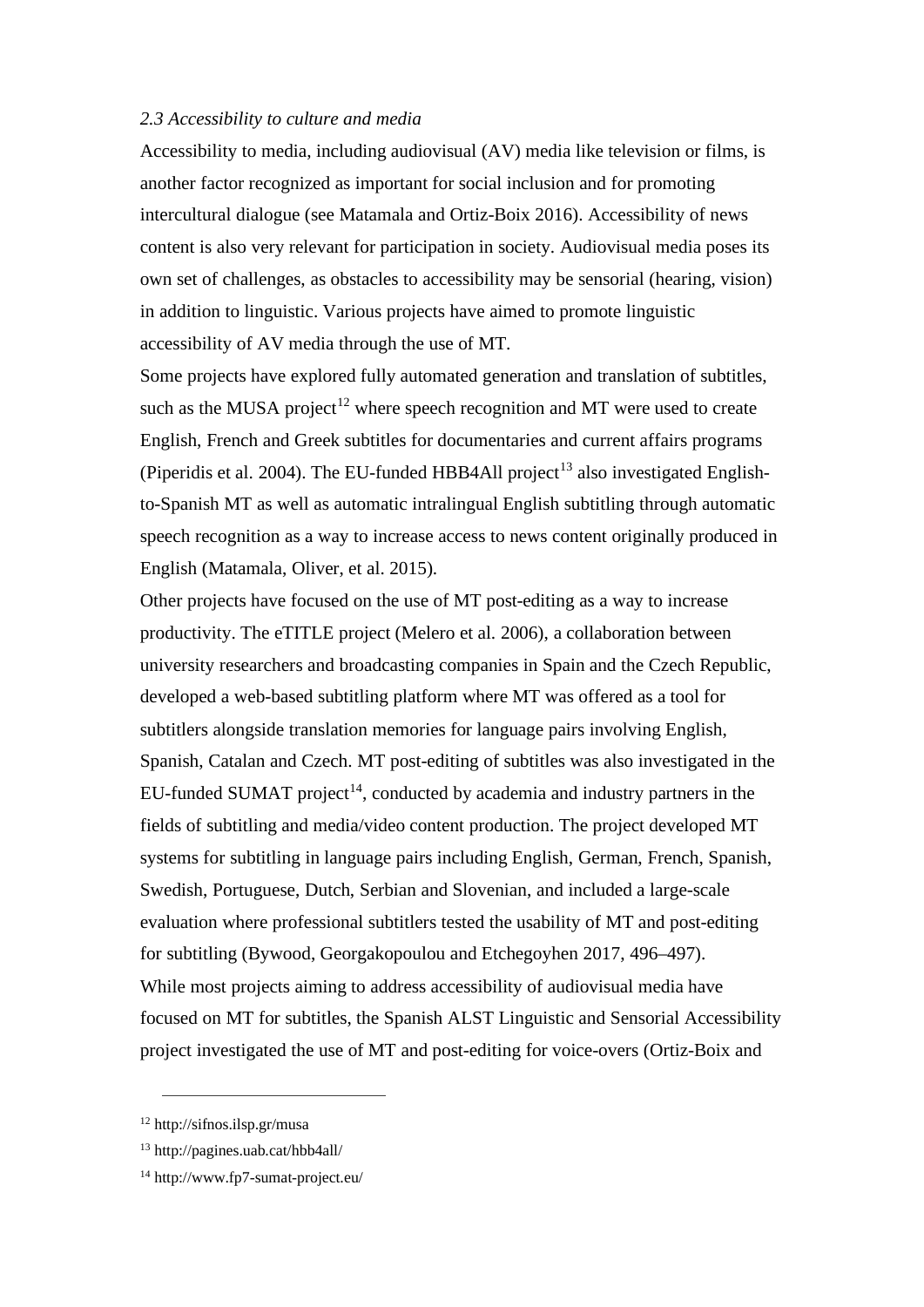*2.3 Accessibility to culture and media*

Accessibility to media, including audiovisual (AV) media like television or films, is another factor recognized as important for social inclusion and for promoting intercultural dialogue (see Matamala and Ortiz-Boix 2016). Accessibility of news content is also very relevant for participation in society. Audiovisual media poses its own set of challenges, as obstacles to accessibility may be sensorial (hearing, vision) in addition to linguistic. Various projects have aimed to promote linguistic accessibility of AV media through the use of MT.

Some projects have explored fully automated generation and translation of subtitles, such as the MUSA project[12] where speech recognition and MT were used to create English, French and Greek subtitles for documentaries and current affairs programs (Piperidis et al. 2004). The EU-funded HBB4All project[13] also investigated English-to-Spanish MT as well as automatic intralingual English subtitling through automatic speech recognition as a way to increase access to news content originally produced in English (Matamala, Oliver, et al. 2015).

Other projects have focused on the use of MT post-editing as a way to increase productivity. The eTITLE project (Melero et al. 2006), a collaboration between university researchers and broadcasting companies in Spain and the Czech Republic, developed a web-based subtitling platform where MT was offered as a tool for subtitlers alongside translation memories for language pairs involving English, Spanish, Catalan and Czech. MT post-editing of subtitles was also investigated in the EU-funded SUMAT project[14], conducted by academia and industry partners in the fields of subtitling and media/video content production. The project developed MT systems for subtitling in language pairs including English, German, French, Spanish, Swedish, Portuguese, Dutch, Serbian and Slovenian, and included a large-scale evaluation where professional subtitlers tested the usability of MT and post-editing for subtitling (Bywood, Georgakopoulou and Etchegoyhen 2017, 496–497).

While most projects aiming to address accessibility of audiovisual media have focused on MT for subtitles, the Spanish ALST Linguistic and Sensorial Accessibility project investigated the use of MT and post-editing for voice-overs (Ortiz-Boix and

---

[12] http://sifnos.ilsp.gr/musa

[13] http://pagines.uab.cat/hbb4all/

[14] http://www.fp7-sumat-project.eu/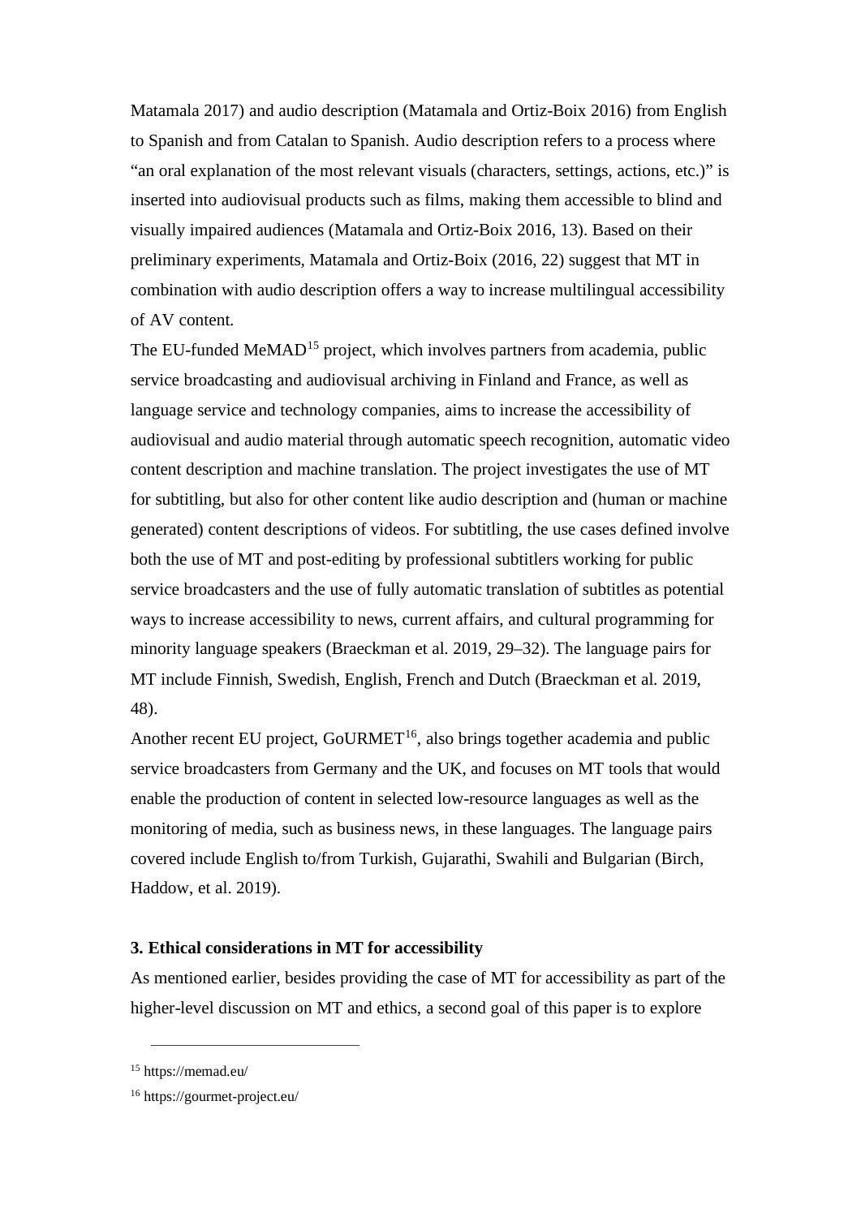Matamala 2017) and audio description (Matamala and Ortiz-Boix 2016) from English to Spanish and from Catalan to Spanish. Audio description refers to a process where "an oral explanation of the most relevant visuals (characters, settings, actions, etc.)" is inserted into audiovisual products such as films, making them accessible to blind and visually impaired audiences (Matamala and Ortiz-Boix 2016, 13). Based on their preliminary experiments, Matamala and Ortiz-Boix (2016, 22) suggest that MT in combination with audio description offers a way to increase multilingual accessibility of AV content.

The EU-funded MeMAD[15] project, which involves partners from academia, public service broadcasting and audiovisual archiving in Finland and France, as well as language service and technology companies, aims to increase the accessibility of audiovisual and audio material through automatic speech recognition, automatic video content description and machine translation. The project investigates the use of MT for subtitling, but also for other content like audio description and (human or machine generated) content descriptions of videos. For subtitling, the use cases defined involve both the use of MT and post-editing by professional subtitlers working for public service broadcasters and the use of fully automatic translation of subtitles as potential ways to increase accessibility to news, current affairs, and cultural programming for minority language speakers (Braeckman et al. 2019, 29–32). The language pairs for MT include Finnish, Swedish, English, French and Dutch (Braeckman et al. 2019, 48).

Another recent EU project, GoURMET[16], also brings together academia and public service broadcasters from Germany and the UK, and focuses on MT tools that would enable the production of content in selected low-resource languages as well as the monitoring of media, such as business news, in these languages. The language pairs covered include English to/from Turkish, Gujarathi, Swahili and Bulgarian (Birch, Haddow, et al. 2019).

**3. Ethical considerations in MT for accessibility**

As mentioned earlier, besides providing the case of MT for accessibility as part of the higher-level discussion on MT and ethics, a second goal of this paper is to explore

---

[15] https://memad.eu/

[16] https://gourmet-project.eu/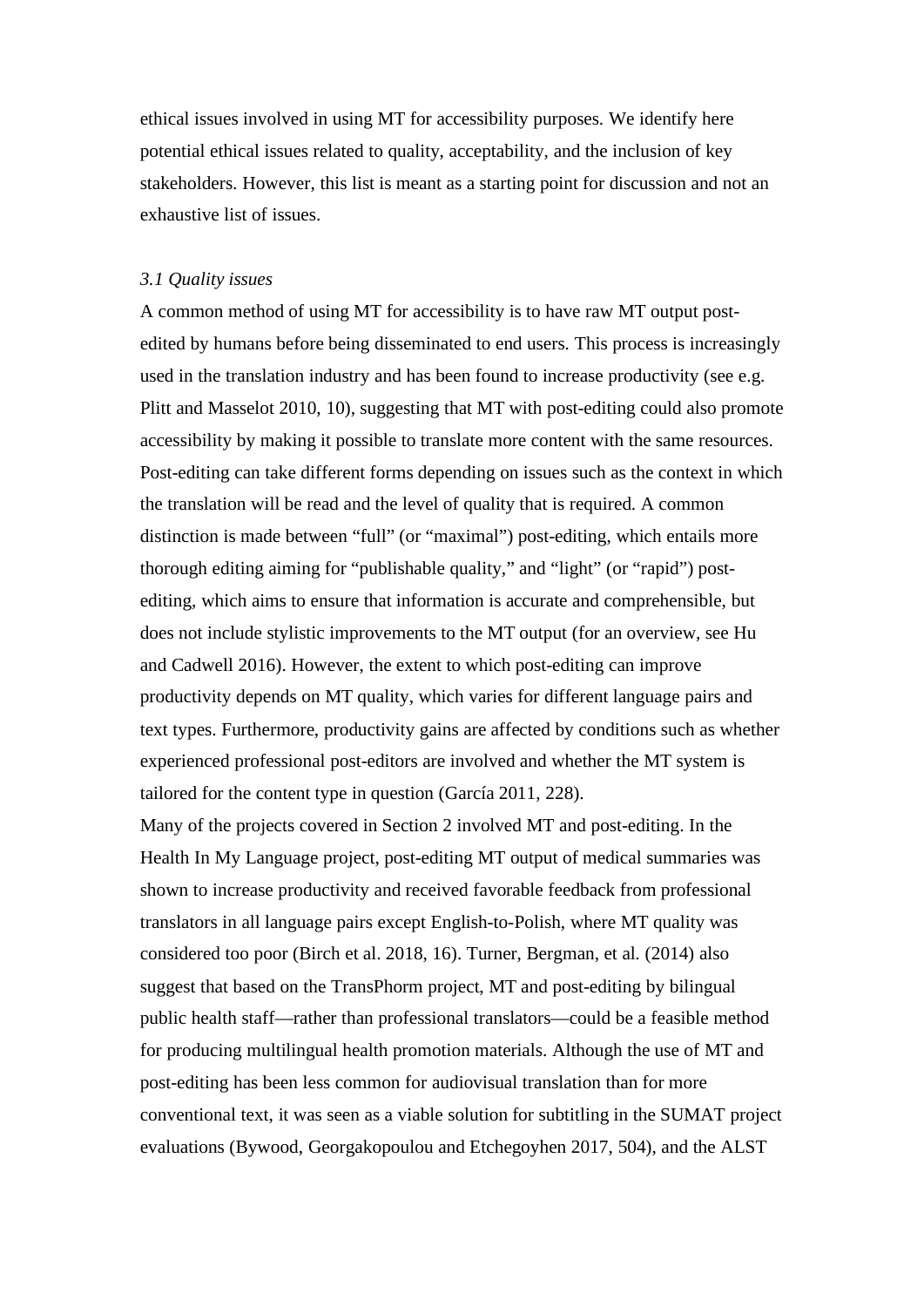ethical issues involved in using MT for accessibility purposes. We identify here potential ethical issues related to quality, acceptability, and the inclusion of key stakeholders. However, this list is meant as a starting point for discussion and not an exhaustive list of issues.

### *3.1 Quality issues*

A common method of using MT for accessibility is to have raw MT output post-edited by humans before being disseminated to end users. This process is increasingly used in the translation industry and has been found to increase productivity (see e.g. Plitt and Masselot 2010, 10), suggesting that MT with post-editing could also promote accessibility by making it possible to translate more content with the same resources. Post-editing can take different forms depending on issues such as the context in which the translation will be read and the level of quality that is required. A common distinction is made between "full" (or "maximal") post-editing, which entails more thorough editing aiming for "publishable quality," and "light" (or "rapid") post-editing, which aims to ensure that information is accurate and comprehensible, but does not include stylistic improvements to the MT output (for an overview, see Hu and Cadwell 2016). However, the extent to which post-editing can improve productivity depends on MT quality, which varies for different language pairs and text types. Furthermore, productivity gains are affected by conditions such as whether experienced professional post-editors are involved and whether the MT system is tailored for the content type in question (García 2011, 228).

Many of the projects covered in Section 2 involved MT and post-editing. In the Health In My Language project, post-editing MT output of medical summaries was shown to increase productivity and received favorable feedback from professional translators in all language pairs except English-to-Polish, where MT quality was considered too poor (Birch et al. 2018, 16). Turner, Bergman, et al. (2014) also suggest that based on the TransPhorm project, MT and post-editing by bilingual public health staff—rather than professional translators—could be a feasible method for producing multilingual health promotion materials. Although the use of MT and post-editing has been less common for audiovisual translation than for more conventional text, it was seen as a viable solution for subtitling in the SUMAT project evaluations (Bywood, Georgakopoulou and Etchegoyhen 2017, 504), and the ALST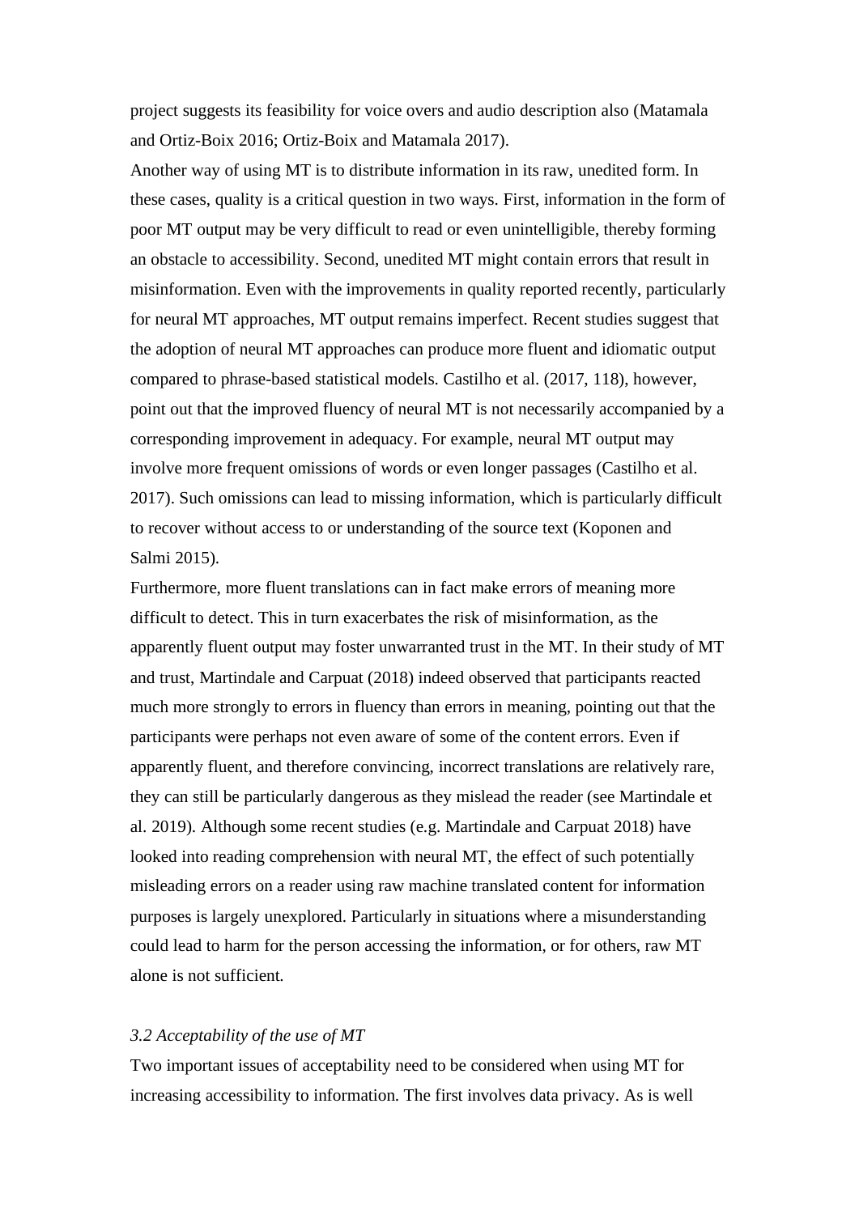project suggests its feasibility for voice overs and audio description also (Matamala and Ortiz-Boix 2016; Ortiz-Boix and Matamala 2017).

Another way of using MT is to distribute information in its raw, unedited form. In these cases, quality is a critical question in two ways. First, information in the form of poor MT output may be very difficult to read or even unintelligible, thereby forming an obstacle to accessibility. Second, unedited MT might contain errors that result in misinformation. Even with the improvements in quality reported recently, particularly for neural MT approaches, MT output remains imperfect. Recent studies suggest that the adoption of neural MT approaches can produce more fluent and idiomatic output compared to phrase-based statistical models. Castilho et al. (2017, 118), however, point out that the improved fluency of neural MT is not necessarily accompanied by a corresponding improvement in adequacy. For example, neural MT output may involve more frequent omissions of words or even longer passages (Castilho et al. 2017). Such omissions can lead to missing information, which is particularly difficult to recover without access to or understanding of the source text (Koponen and Salmi 2015).

Furthermore, more fluent translations can in fact make errors of meaning more difficult to detect. This in turn exacerbates the risk of misinformation, as the apparently fluent output may foster unwarranted trust in the MT. In their study of MT and trust, Martindale and Carpuat (2018) indeed observed that participants reacted much more strongly to errors in fluency than errors in meaning, pointing out that the participants were perhaps not even aware of some of the content errors. Even if apparently fluent, and therefore convincing, incorrect translations are relatively rare, they can still be particularly dangerous as they mislead the reader (see Martindale et al. 2019). Although some recent studies (e.g. Martindale and Carpuat 2018) have looked into reading comprehension with neural MT, the effect of such potentially misleading errors on a reader using raw machine translated content for information purposes is largely unexplored. Particularly in situations where a misunderstanding could lead to harm for the person accessing the information, or for others, raw MT alone is not sufficient.

### *3.2 Acceptability of the use of MT*

Two important issues of acceptability need to be considered when using MT for increasing accessibility to information. The first involves data privacy. As is well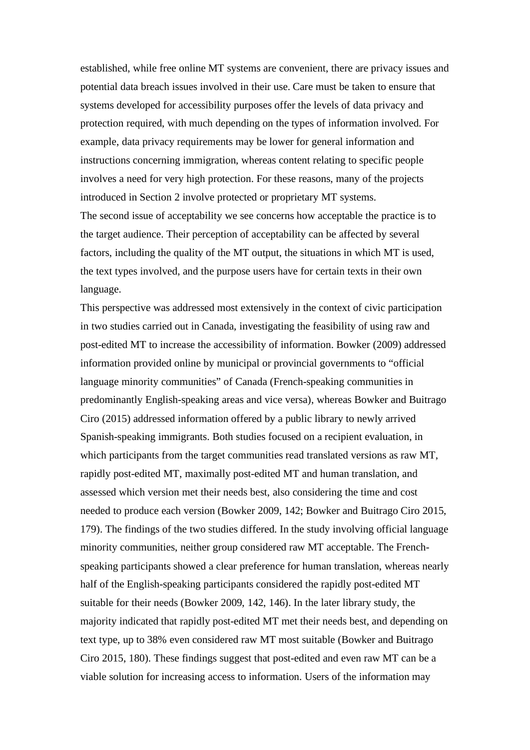established, while free online MT systems are convenient, there are privacy issues and potential data breach issues involved in their use. Care must be taken to ensure that systems developed for accessibility purposes offer the levels of data privacy and protection required, with much depending on the types of information involved. For example, data privacy requirements may be lower for general information and instructions concerning immigration, whereas content relating to specific people involves a need for very high protection. For these reasons, many of the projects introduced in Section 2 involve protected or proprietary MT systems.

The second issue of acceptability we see concerns how acceptable the practice is to the target audience. Their perception of acceptability can be affected by several factors, including the quality of the MT output, the situations in which MT is used, the text types involved, and the purpose users have for certain texts in their own language.

This perspective was addressed most extensively in the context of civic participation in two studies carried out in Canada, investigating the feasibility of using raw and post-edited MT to increase the accessibility of information. Bowker (2009) addressed information provided online by municipal or provincial governments to "official language minority communities" of Canada (French-speaking communities in predominantly English-speaking areas and vice versa), whereas Bowker and Buitrago Ciro (2015) addressed information offered by a public library to newly arrived Spanish-speaking immigrants. Both studies focused on a recipient evaluation, in which participants from the target communities read translated versions as raw MT, rapidly post-edited MT, maximally post-edited MT and human translation, and assessed which version met their needs best, also considering the time and cost needed to produce each version (Bowker 2009, 142; Bowker and Buitrago Ciro 2015, 179). The findings of the two studies differed. In the study involving official language minority communities, neither group considered raw MT acceptable. The French-speaking participants showed a clear preference for human translation, whereas nearly half of the English-speaking participants considered the rapidly post-edited MT suitable for their needs (Bowker 2009, 142, 146). In the later library study, the majority indicated that rapidly post-edited MT met their needs best, and depending on text type, up to 38% even considered raw MT most suitable (Bowker and Buitrago Ciro 2015, 180). These findings suggest that post-edited and even raw MT can be a viable solution for increasing access to information. Users of the information may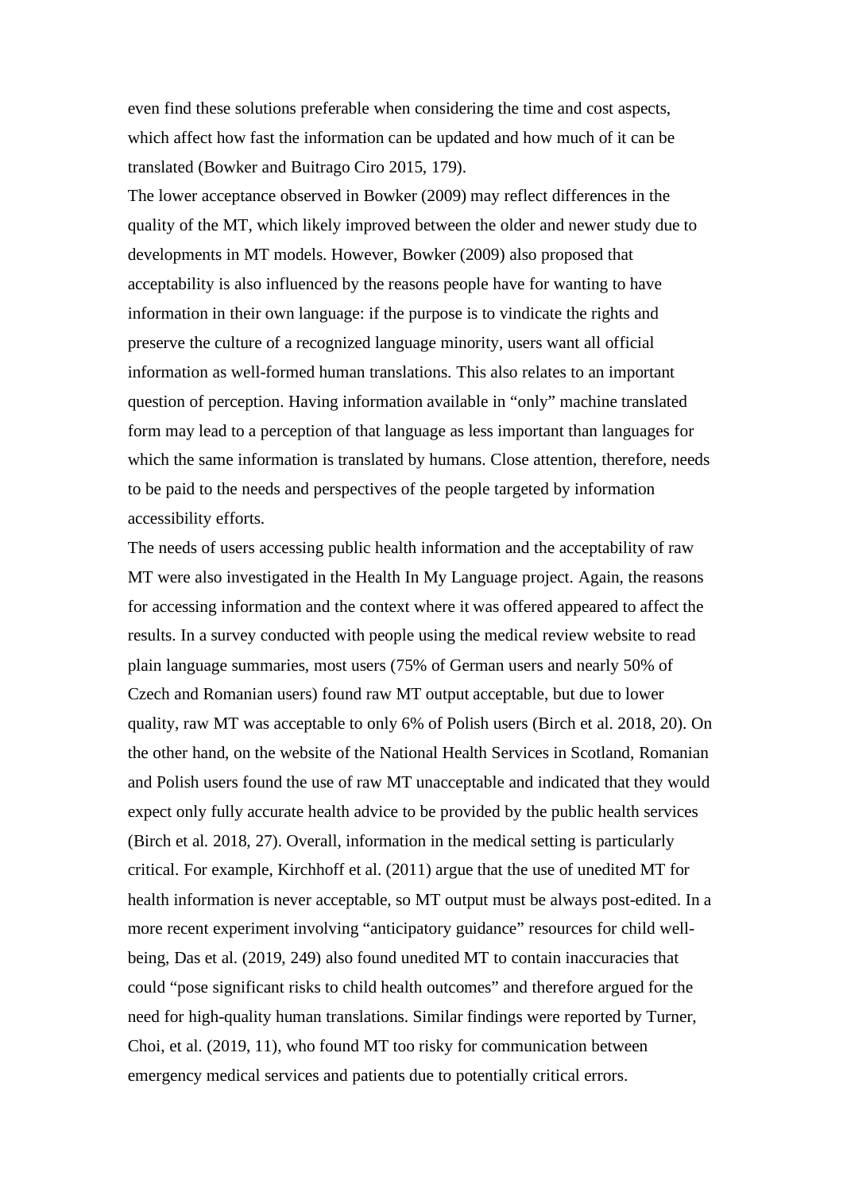even find these solutions preferable when considering the time and cost aspects, which affect how fast the information can be updated and how much of it can be translated (Bowker and Buitrago Ciro 2015, 179).

The lower acceptance observed in Bowker (2009) may reflect differences in the quality of the MT, which likely improved between the older and newer study due to developments in MT models. However, Bowker (2009) also proposed that acceptability is also influenced by the reasons people have for wanting to have information in their own language: if the purpose is to vindicate the rights and preserve the culture of a recognized language minority, users want all official information as well-formed human translations. This also relates to an important question of perception. Having information available in "only" machine translated form may lead to a perception of that language as less important than languages for which the same information is translated by humans. Close attention, therefore, needs to be paid to the needs and perspectives of the people targeted by information accessibility efforts.

The needs of users accessing public health information and the acceptability of raw MT were also investigated in the Health In My Language project. Again, the reasons for accessing information and the context where it was offered appeared to affect the results. In a survey conducted with people using the medical review website to read plain language summaries, most users (75% of German users and nearly 50% of Czech and Romanian users) found raw MT output acceptable, but due to lower quality, raw MT was acceptable to only 6% of Polish users (Birch et al. 2018, 20). On the other hand, on the website of the National Health Services in Scotland, Romanian and Polish users found the use of raw MT unacceptable and indicated that they would expect only fully accurate health advice to be provided by the public health services (Birch et al. 2018, 27). Overall, information in the medical setting is particularly critical. For example, Kirchhoff et al. (2011) argue that the use of unedited MT for health information is never acceptable, so MT output must be always post-edited. In a more recent experiment involving "anticipatory guidance" resources for child well-being, Das et al. (2019, 249) also found unedited MT to contain inaccuracies that could "pose significant risks to child health outcomes" and therefore argued for the need for high-quality human translations. Similar findings were reported by Turner, Choi, et al. (2019, 11), who found MT too risky for communication between emergency medical services and patients due to potentially critical errors.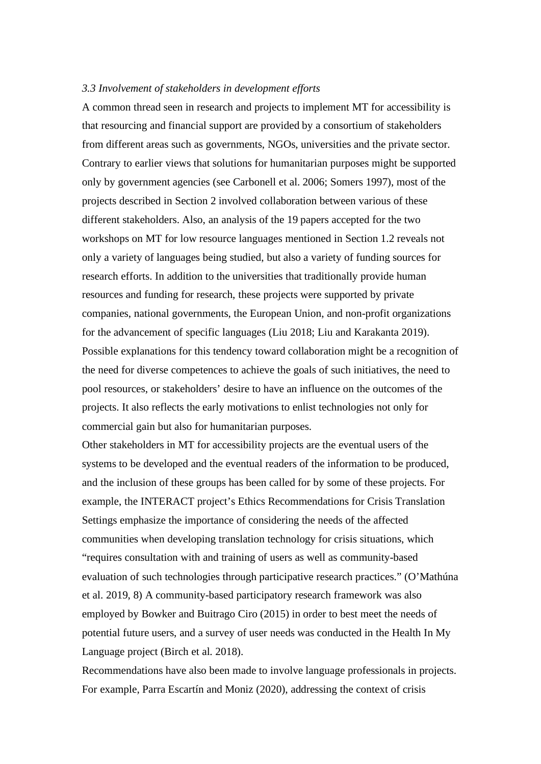*3.3 Involvement of stakeholders in development efforts*

A common thread seen in research and projects to implement MT for accessibility is that resourcing and financial support are provided by a consortium of stakeholders from different areas such as governments, NGOs, universities and the private sector. Contrary to earlier views that solutions for humanitarian purposes might be supported only by government agencies (see Carbonell et al. 2006; Somers 1997), most of the projects described in Section 2 involved collaboration between various of these different stakeholders. Also, an analysis of the 19 papers accepted for the two workshops on MT for low resource languages mentioned in Section 1.2 reveals not only a variety of languages being studied, but also a variety of funding sources for research efforts. In addition to the universities that traditionally provide human resources and funding for research, these projects were supported by private companies, national governments, the European Union, and non-profit organizations for the advancement of specific languages (Liu 2018; Liu and Karakanta 2019). Possible explanations for this tendency toward collaboration might be a recognition of the need for diverse competences to achieve the goals of such initiatives, the need to pool resources, or stakeholders' desire to have an influence on the outcomes of the projects. It also reflects the early motivations to enlist technologies not only for commercial gain but also for humanitarian purposes.

Other stakeholders in MT for accessibility projects are the eventual users of the systems to be developed and the eventual readers of the information to be produced, and the inclusion of these groups has been called for by some of these projects. For example, the INTERACT project's Ethics Recommendations for Crisis Translation Settings emphasize the importance of considering the needs of the affected communities when developing translation technology for crisis situations, which "requires consultation with and training of users as well as community-based evaluation of such technologies through participative research practices." (O'Mathúna et al. 2019, 8) A community-based participatory research framework was also employed by Bowker and Buitrago Ciro (2015) in order to best meet the needs of potential future users, and a survey of user needs was conducted in the Health In My Language project (Birch et al. 2018).

Recommendations have also been made to involve language professionals in projects. For example, Parra Escartín and Moniz (2020), addressing the context of crisis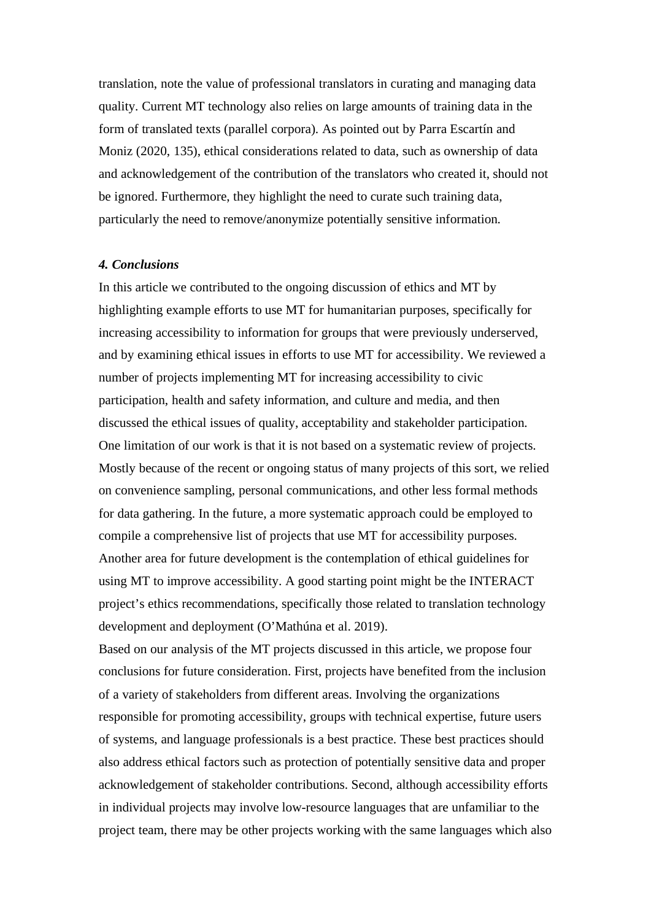translation, note the value of professional translators in curating and managing data quality. Current MT technology also relies on large amounts of training data in the form of translated texts (parallel corpora). As pointed out by Parra Escartín and Moniz (2020, 135), ethical considerations related to data, such as ownership of data and acknowledgement of the contribution of the translators who created it, should not be ignored. Furthermore, they highlight the need to curate such training data, particularly the need to remove/anonymize potentially sensitive information.

### *4. Conclusions*

In this article we contributed to the ongoing discussion of ethics and MT by highlighting example efforts to use MT for humanitarian purposes, specifically for increasing accessibility to information for groups that were previously underserved, and by examining ethical issues in efforts to use MT for accessibility. We reviewed a number of projects implementing MT for increasing accessibility to civic participation, health and safety information, and culture and media, and then discussed the ethical issues of quality, acceptability and stakeholder participation. One limitation of our work is that it is not based on a systematic review of projects. Mostly because of the recent or ongoing status of many projects of this sort, we relied on convenience sampling, personal communications, and other less formal methods for data gathering. In the future, a more systematic approach could be employed to compile a comprehensive list of projects that use MT for accessibility purposes. Another area for future development is the contemplation of ethical guidelines for using MT to improve accessibility. A good starting point might be the INTERACT project's ethics recommendations, specifically those related to translation technology development and deployment (O'Mathúna et al. 2019).

Based on our analysis of the MT projects discussed in this article, we propose four conclusions for future consideration. First, projects have benefited from the inclusion of a variety of stakeholders from different areas. Involving the organizations responsible for promoting accessibility, groups with technical expertise, future users of systems, and language professionals is a best practice. These best practices should also address ethical factors such as protection of potentially sensitive data and proper acknowledgement of stakeholder contributions. Second, although accessibility efforts in individual projects may involve low-resource languages that are unfamiliar to the project team, there may be other projects working with the same languages which also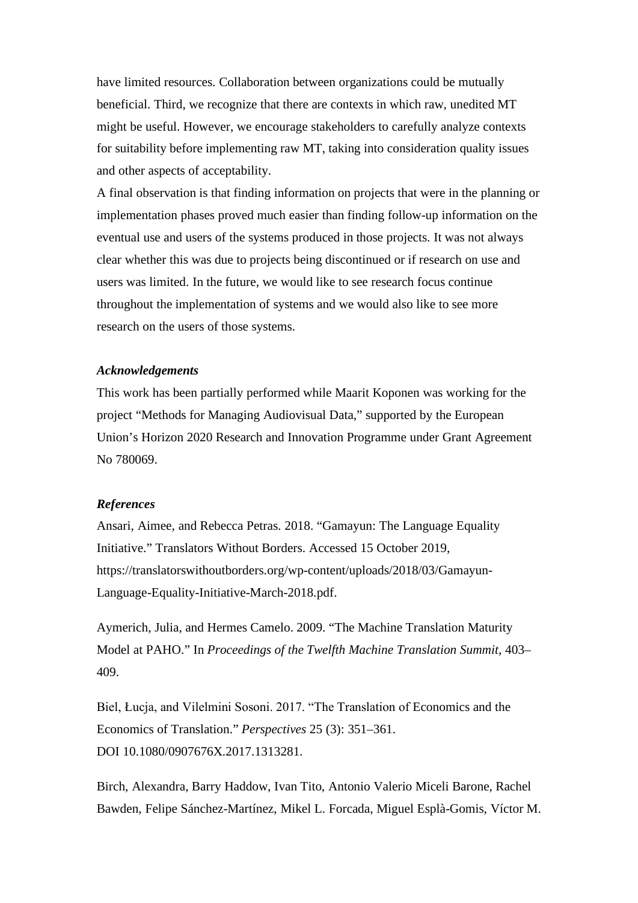have limited resources. Collaboration between organizations could be mutually beneficial. Third, we recognize that there are contexts in which raw, unedited MT might be useful. However, we encourage stakeholders to carefully analyze contexts for suitability before implementing raw MT, taking into consideration quality issues and other aspects of acceptability.

A final observation is that finding information on projects that were in the planning or implementation phases proved much easier than finding follow-up information on the eventual use and users of the systems produced in those projects. It was not always clear whether this was due to projects being discontinued or if research on use and users was limited. In the future, we would like to see research focus continue throughout the implementation of systems and we would also like to see more research on the users of those systems.

### ***Acknowledgements***

This work has been partially performed while Maarit Koponen was working for the project "Methods for Managing Audiovisual Data," supported by the European Union's Horizon 2020 Research and Innovation Programme under Grant Agreement No 780069.

### ***References***

Ansari, Aimee, and Rebecca Petras. 2018. "Gamayun: The Language Equality Initiative." Translators Without Borders. Accessed 15 October 2019, https://translatorswithoutborders.org/wp-content/uploads/2018/03/Gamayun-Language-Equality-Initiative-March-2018.pdf.

Aymerich, Julia, and Hermes Camelo. 2009. "The Machine Translation Maturity Model at PAHO." In *Proceedings of the Twelfth Machine Translation Summit*, 403–409.

Biel, Łucja, and Vilelmini Sosoni. 2017. "The Translation of Economics and the Economics of Translation." *Perspectives* 25 (3): 351–361. DOI 10.1080/0907676X.2017.1313281.

Birch, Alexandra, Barry Haddow, Ivan Tito, Antonio Valerio Miceli Barone, Rachel Bawden, Felipe Sánchez-Martínez, Mikel L. Forcada, Miguel Esplà-Gomis, Víctor M.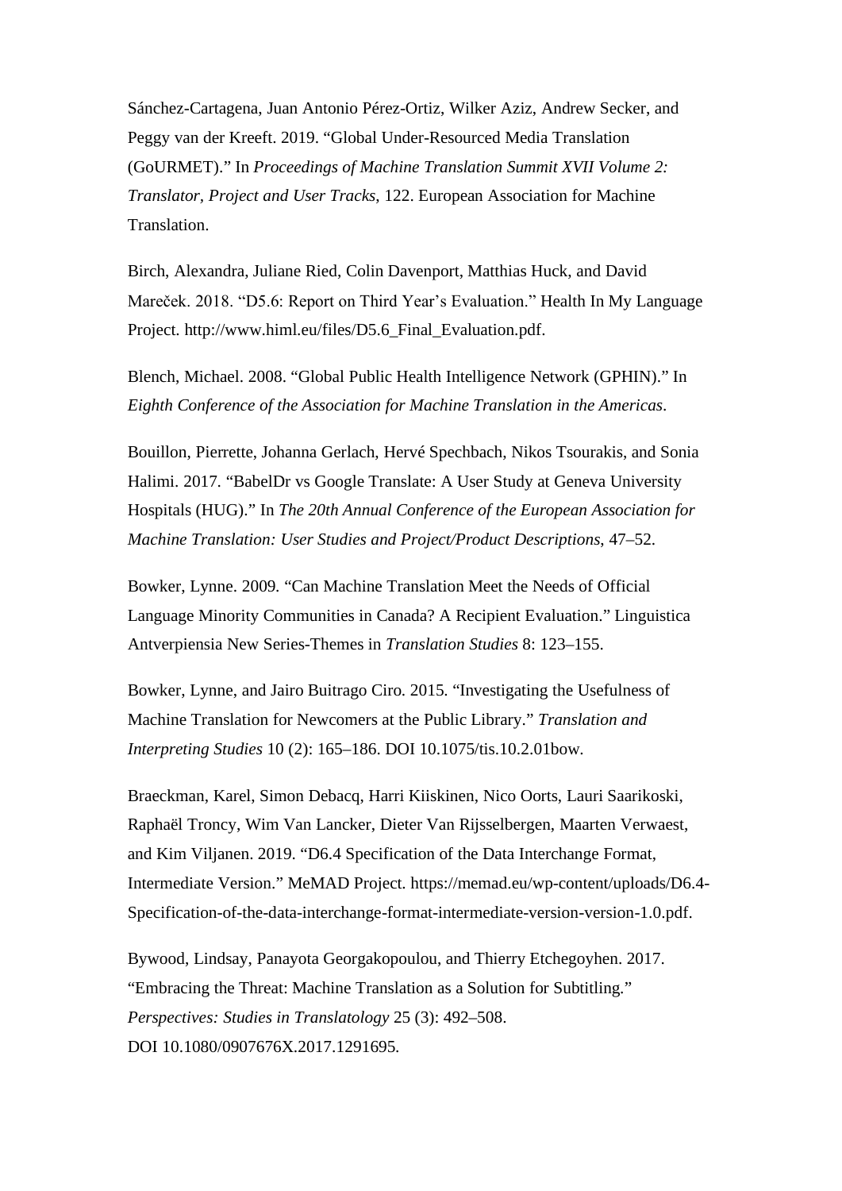Sánchez-Cartagena, Juan Antonio Pérez-Ortiz, Wilker Aziz, Andrew Secker, and Peggy van der Kreeft. 2019. "Global Under-Resourced Media Translation (GoURMET)." In *Proceedings of Machine Translation Summit XVII Volume 2: Translator, Project and User Tracks*, 122. European Association for Machine Translation.

Birch, Alexandra, Juliane Ried, Colin Davenport, Matthias Huck, and David Mareček. 2018. "D5.6: Report on Third Year's Evaluation." Health In My Language Project. http://www.himl.eu/files/D5.6_Final_Evaluation.pdf.

Blench, Michael. 2008. "Global Public Health Intelligence Network (GPHIN)." In *Eighth Conference of the Association for Machine Translation in the Americas*.

Bouillon, Pierrette, Johanna Gerlach, Hervé Spechbach, Nikos Tsourakis, and Sonia Halimi. 2017. "BabelDr vs Google Translate: A User Study at Geneva University Hospitals (HUG)." In *The 20th Annual Conference of the European Association for Machine Translation: User Studies and Project/Product Descriptions*, 47–52.

Bowker, Lynne. 2009. "Can Machine Translation Meet the Needs of Official Language Minority Communities in Canada? A Recipient Evaluation." Linguistica Antverpiensia New Series-Themes in *Translation Studies* 8: 123–155.

Bowker, Lynne, and Jairo Buitrago Ciro. 2015. "Investigating the Usefulness of Machine Translation for Newcomers at the Public Library." *Translation and Interpreting Studies* 10 (2): 165–186. DOI 10.1075/tis.10.2.01bow.

Braeckman, Karel, Simon Debacq, Harri Kiiskinen, Nico Oorts, Lauri Saarikoski, Raphaël Troncy, Wim Van Lancker, Dieter Van Rijsselbergen, Maarten Verwaest, and Kim Viljanen. 2019. "D6.4 Specification of the Data Interchange Format, Intermediate Version." MeMAD Project. https://memad.eu/wp-content/uploads/D6.4-Specification-of-the-data-interchange-format-intermediate-version-version-1.0.pdf.

Bywood, Lindsay, Panayota Georgakopoulou, and Thierry Etchegoyhen. 2017. "Embracing the Threat: Machine Translation as a Solution for Subtitling." *Perspectives: Studies in Translatology* 25 (3): 492–508. DOI 10.1080/0907676X.2017.1291695.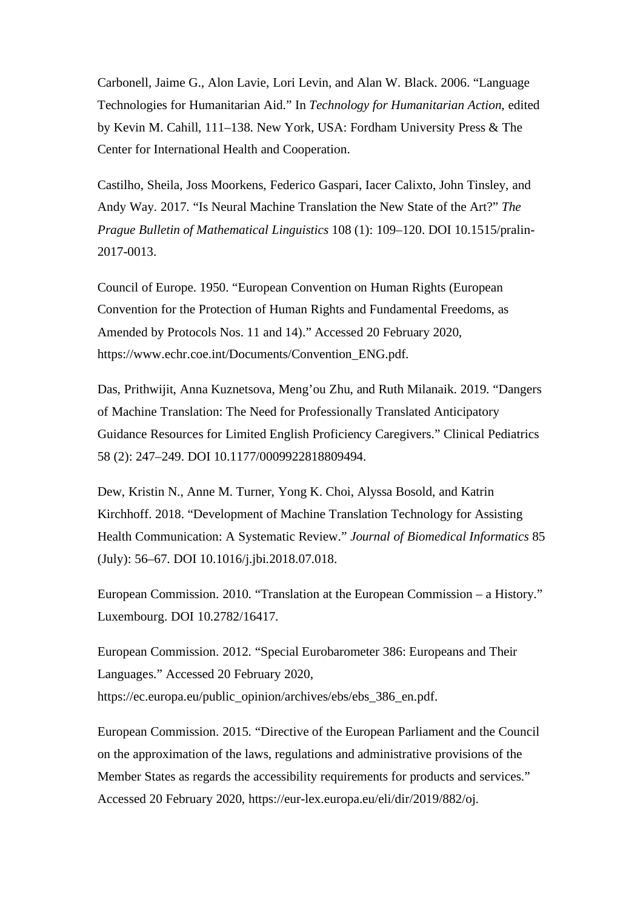Carbonell, Jaime G., Alon Lavie, Lori Levin, and Alan W. Black. 2006. “Language Technologies for Humanitarian Aid.” In *Technology for Humanitarian Action*, edited by Kevin M. Cahill, 111–138. New York, USA: Fordham University Press & The Center for International Health and Cooperation.

Castilho, Sheila, Joss Moorkens, Federico Gaspari, Iacer Calixto, John Tinsley, and Andy Way. 2017. “Is Neural Machine Translation the New State of the Art?” *The Prague Bulletin of Mathematical Linguistics* 108 (1): 109–120. DOI 10.1515/pralin-2017-0013.

Council of Europe. 1950. “European Convention on Human Rights (European Convention for the Protection of Human Rights and Fundamental Freedoms, as Amended by Protocols Nos. 11 and 14).” Accessed 20 February 2020, https://www.echr.coe.int/Documents/Convention_ENG.pdf.

Das, Prithwijit, Anna Kuznetsova, Meng’ou Zhu, and Ruth Milanaik. 2019. “Dangers of Machine Translation: The Need for Professionally Translated Anticipatory Guidance Resources for Limited English Proficiency Caregivers.” Clinical Pediatrics 58 (2): 247–249. DOI 10.1177/0009922818809494.

Dew, Kristin N., Anne M. Turner, Yong K. Choi, Alyssa Bosold, and Katrin Kirchhoff. 2018. “Development of Machine Translation Technology for Assisting Health Communication: A Systematic Review.” *Journal of Biomedical Informatics* 85 (July): 56–67. DOI 10.1016/j.jbi.2018.07.018.

European Commission. 2010. “Translation at the European Commission – a History.” Luxembourg. DOI 10.2782/16417.

European Commission. 2012. “Special Eurobarometer 386: Europeans and Their Languages.” Accessed 20 February 2020, https://ec.europa.eu/public_opinion/archives/ebs/ebs_386_en.pdf.

European Commission. 2015. “Directive of the European Parliament and the Council on the approximation of the laws, regulations and administrative provisions of the Member States as regards the accessibility requirements for products and services.” Accessed 20 February 2020, https://eur-lex.europa.eu/eli/dir/2019/882/oj.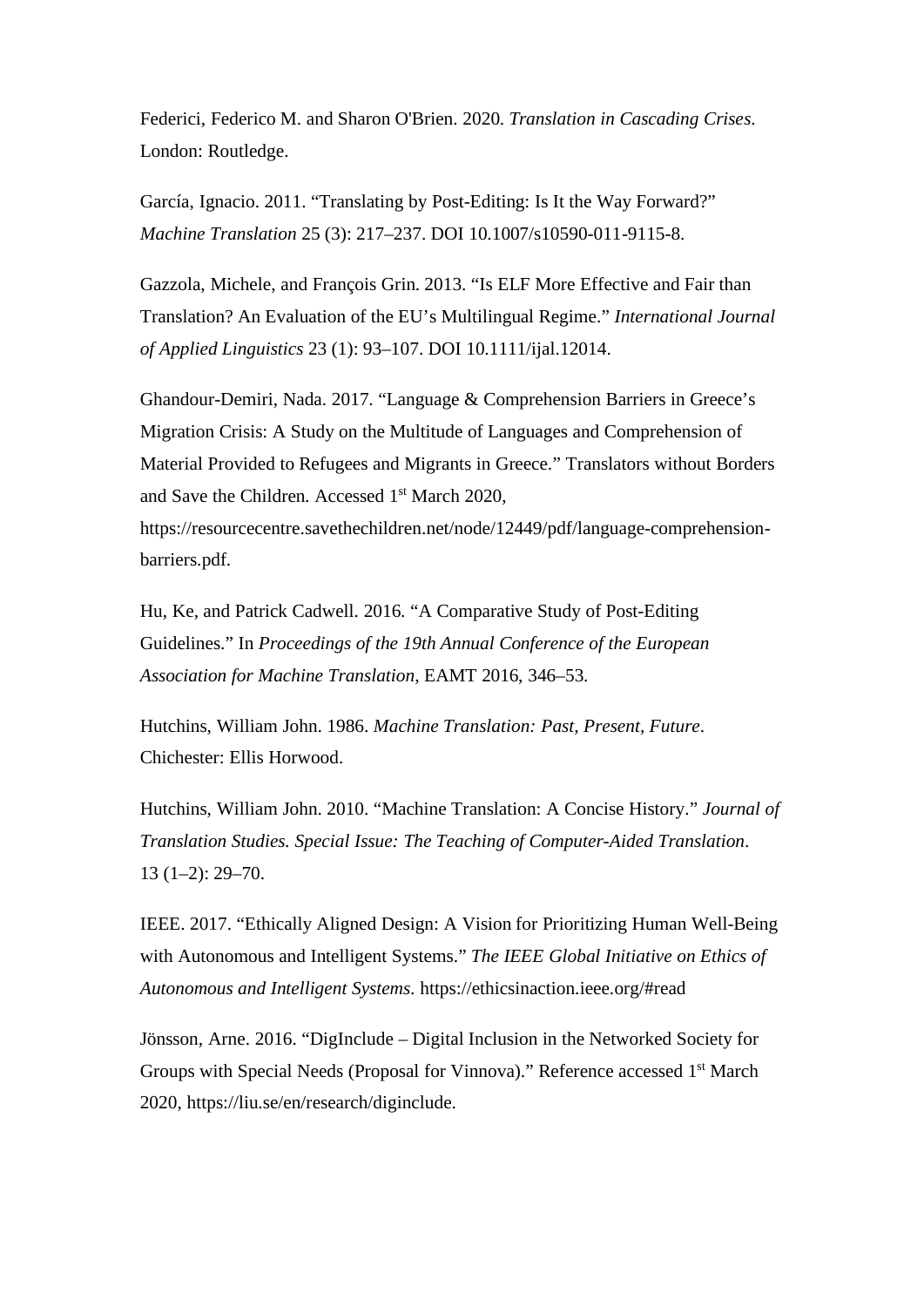Federici, Federico M. and Sharon O'Brien. 2020. *Translation in Cascading Crises*. London: Routledge.

García, Ignacio. 2011. "Translating by Post-Editing: Is It the Way Forward?" *Machine Translation* 25 (3): 217–237. DOI 10.1007/s10590-011-9115-8.

Gazzola, Michele, and François Grin. 2013. "Is ELF More Effective and Fair than Translation? An Evaluation of the EU's Multilingual Regime." *International Journal of Applied Linguistics* 23 (1): 93–107. DOI 10.1111/ijal.12014.

Ghandour-Demiri, Nada. 2017. "Language & Comprehension Barriers in Greece's Migration Crisis: A Study on the Multitude of Languages and Comprehension of Material Provided to Refugees and Migrants in Greece." Translators without Borders and Save the Children. Accessed 1st March 2020, https://resourcecentre.savethechildren.net/node/12449/pdf/language-comprehension-barriers.pdf.

Hu, Ke, and Patrick Cadwell. 2016. "A Comparative Study of Post-Editing Guidelines." In *Proceedings of the 19th Annual Conference of the European Association for Machine Translation*, EAMT 2016, 346–53.

Hutchins, William John. 1986. *Machine Translation: Past, Present, Future*. Chichester: Ellis Horwood.

Hutchins, William John. 2010. "Machine Translation: A Concise History." *Journal of Translation Studies. Special Issue: The Teaching of Computer-Aided Translation*. 13 (1–2): 29–70.

IEEE. 2017. "Ethically Aligned Design: A Vision for Prioritizing Human Well-Being with Autonomous and Intelligent Systems." *The IEEE Global Initiative on Ethics of Autonomous and Intelligent Systems*. https://ethicsinaction.ieee.org/#read

Jönsson, Arne. 2016. "DigInclude – Digital Inclusion in the Networked Society for Groups with Special Needs (Proposal for Vinnova)." Reference accessed 1st March 2020, https://liu.se/en/research/diginclude.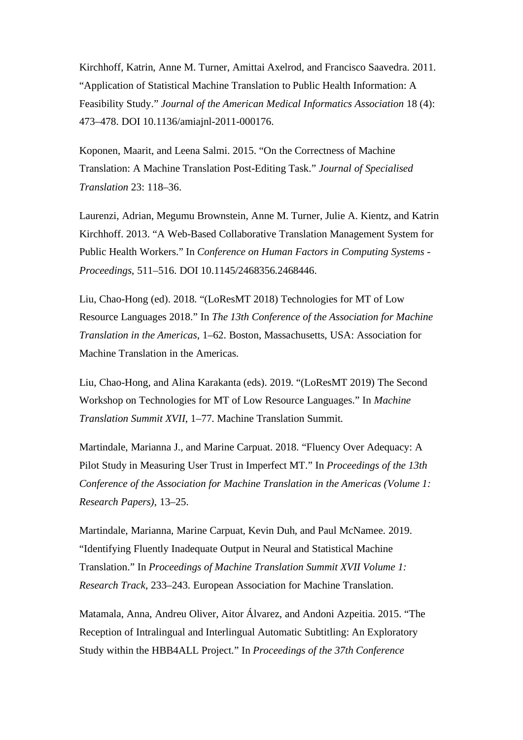Kirchhoff, Katrin, Anne M. Turner, Amittai Axelrod, and Francisco Saavedra. 2011. “Application of Statistical Machine Translation to Public Health Information: A Feasibility Study.” *Journal of the American Medical Informatics Association* 18 (4): 473–478. DOI 10.1136/amiajnl-2011-000176.

Koponen, Maarit, and Leena Salmi. 2015. “On the Correctness of Machine Translation: A Machine Translation Post-Editing Task.” *Journal of Specialised Translation* 23: 118–36.

Laurenzi, Adrian, Megumu Brownstein, Anne M. Turner, Julie A. Kientz, and Katrin Kirchhoff. 2013. “A Web-Based Collaborative Translation Management System for Public Health Workers.” In *Conference on Human Factors in Computing Systems - Proceedings*, 511–516. DOI 10.1145/2468356.2468446.

Liu, Chao-Hong (ed). 2018. “(LoResMT 2018) Technologies for MT of Low Resource Languages 2018.” In *The 13th Conference of the Association for Machine Translation in the Americas*, 1–62. Boston, Massachusetts, USA: Association for Machine Translation in the Americas.

Liu, Chao-Hong, and Alina Karakanta (eds). 2019. “(LoResMT 2019) The Second Workshop on Technologies for MT of Low Resource Languages.” In *Machine Translation Summit XVII*, 1–77. Machine Translation Summit.

Martindale, Marianna J., and Marine Carpuat. 2018. “Fluency Over Adequacy: A Pilot Study in Measuring User Trust in Imperfect MT.” In *Proceedings of the 13th Conference of the Association for Machine Translation in the Americas (Volume 1: Research Papers)*, 13–25.

Martindale, Marianna, Marine Carpuat, Kevin Duh, and Paul McNamee. 2019. “Identifying Fluently Inadequate Output in Neural and Statistical Machine Translation.” In *Proceedings of Machine Translation Summit XVII Volume 1: Research Track*, 233–243. European Association for Machine Translation.

Matamala, Anna, Andreu Oliver, Aitor Álvarez, and Andoni Azpeitia. 2015. “The Reception of Intralingual and Interlingual Automatic Subtitling: An Exploratory Study within the HBB4ALL Project.” In *Proceedings of the 37th Conference*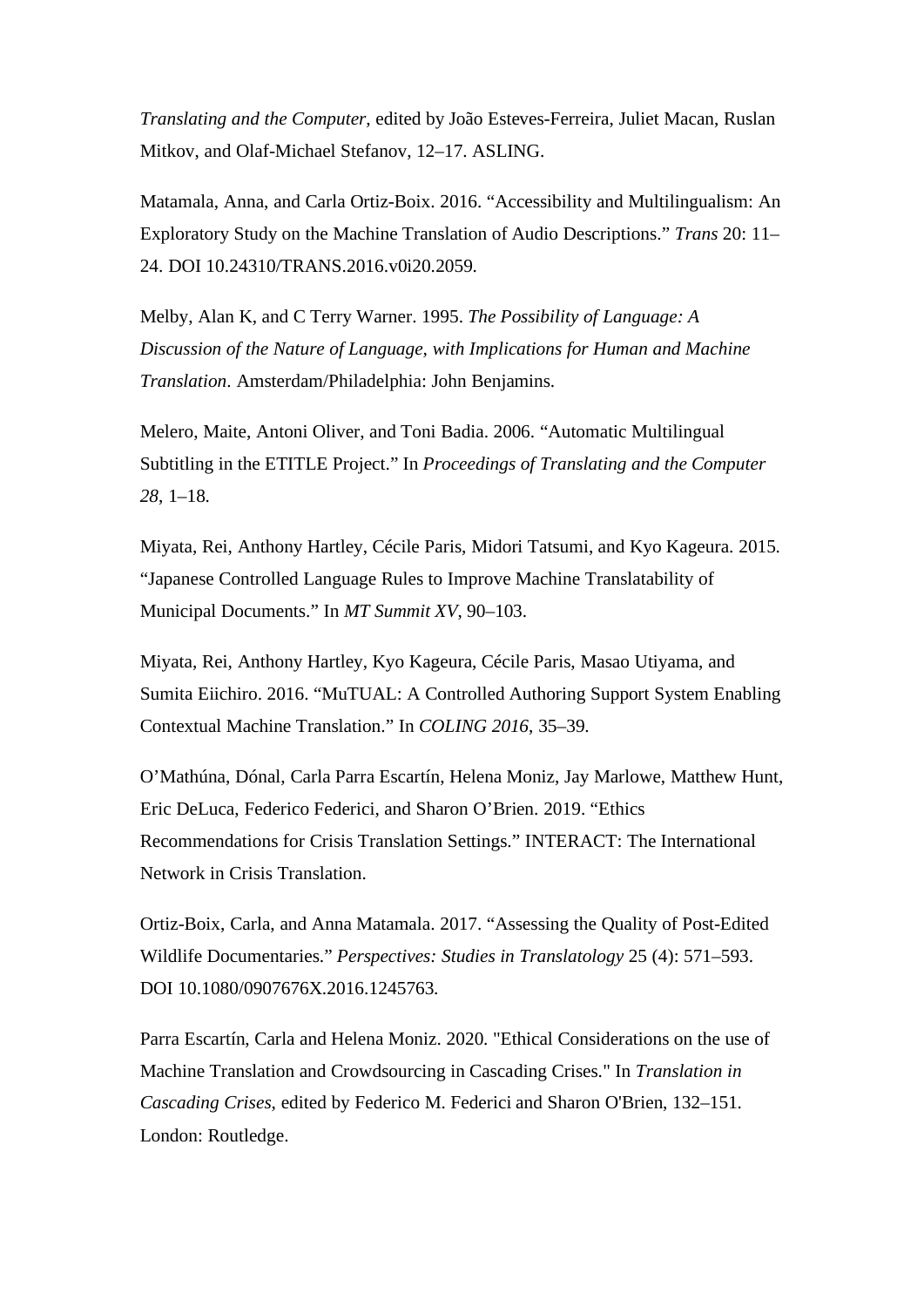*Translating and the Computer*, edited by João Esteves-Ferreira, Juliet Macan, Ruslan Mitkov, and Olaf-Michael Stefanov, 12–17. ASLING.

Matamala, Anna, and Carla Ortiz-Boix. 2016. “Accessibility and Multilingualism: An Exploratory Study on the Machine Translation of Audio Descriptions.” *Trans* 20: 11–24. DOI 10.24310/TRANS.2016.v0i20.2059.

Melby, Alan K, and C Terry Warner. 1995. *The Possibility of Language: A Discussion of the Nature of Language, with Implications for Human and Machine Translation*. Amsterdam/Philadelphia: John Benjamins.

Melero, Maite, Antoni Oliver, and Toni Badia. 2006. “Automatic Multilingual Subtitling in the ETITLE Project.” In *Proceedings of Translating and the Computer 28*, 1–18.

Miyata, Rei, Anthony Hartley, Cécile Paris, Midori Tatsumi, and Kyo Kageura. 2015. “Japanese Controlled Language Rules to Improve Machine Translatability of Municipal Documents.” In *MT Summit XV*, 90–103.

Miyata, Rei, Anthony Hartley, Kyo Kageura, Cécile Paris, Masao Utiyama, and Sumita Eiichiro. 2016. “MuTUAL: A Controlled Authoring Support System Enabling Contextual Machine Translation.” In *COLING 2016*, 35–39.

O’Mathúna, Dónal, Carla Parra Escartín, Helena Moniz, Jay Marlowe, Matthew Hunt, Eric DeLuca, Federico Federici, and Sharon O’Brien. 2019. “Ethics Recommendations for Crisis Translation Settings.” INTERACT: The International Network in Crisis Translation.

Ortiz-Boix, Carla, and Anna Matamala. 2017. “Assessing the Quality of Post-Edited Wildlife Documentaries.” *Perspectives: Studies in Translatology* 25 (4): 571–593. DOI 10.1080/0907676X.2016.1245763.

Parra Escartín, Carla and Helena Moniz. 2020. "Ethical Considerations on the use of Machine Translation and Crowdsourcing in Cascading Crises." In *Translation in Cascading Crises*, edited by Federico M. Federici and Sharon O'Brien, 132–151. London: Routledge.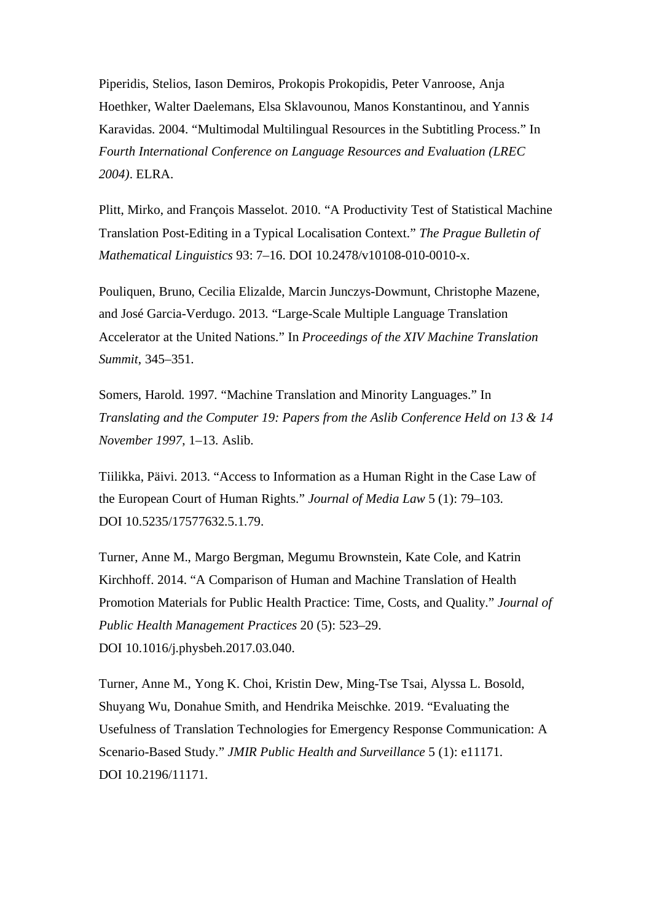Piperidis, Stelios, Iason Demiros, Prokopis Prokopidis, Peter Vanroose, Anja Hoethker, Walter Daelemans, Elsa Sklavounou, Manos Konstantinou, and Yannis Karavidas. 2004. "Multimodal Multilingual Resources in the Subtitling Process." In *Fourth International Conference on Language Resources and Evaluation (LREC 2004)*. ELRA.

Plitt, Mirko, and François Masselot. 2010. "A Productivity Test of Statistical Machine Translation Post-Editing in a Typical Localisation Context." *The Prague Bulletin of Mathematical Linguistics* 93: 7–16. DOI 10.2478/v10108-010-0010-x.

Pouliquen, Bruno, Cecilia Elizalde, Marcin Junczys-Dowmunt, Christophe Mazene, and José Garcia-Verdugo. 2013. "Large-Scale Multiple Language Translation Accelerator at the United Nations." In *Proceedings of the XIV Machine Translation Summit*, 345–351.

Somers, Harold. 1997. "Machine Translation and Minority Languages." In *Translating and the Computer 19: Papers from the Aslib Conference Held on 13 & 14 November 1997*, 1–13. Aslib.

Tiilikka, Päivi. 2013. "Access to Information as a Human Right in the Case Law of the European Court of Human Rights." *Journal of Media Law* 5 (1): 79–103. DOI 10.5235/17577632.5.1.79.

Turner, Anne M., Margo Bergman, Megumu Brownstein, Kate Cole, and Katrin Kirchhoff. 2014. "A Comparison of Human and Machine Translation of Health Promotion Materials for Public Health Practice: Time, Costs, and Quality." *Journal of Public Health Management Practices* 20 (5): 523–29. DOI 10.1016/j.physbeh.2017.03.040.

Turner, Anne M., Yong K. Choi, Kristin Dew, Ming-Tse Tsai, Alyssa L. Bosold, Shuyang Wu, Donahue Smith, and Hendrika Meischke. 2019. "Evaluating the Usefulness of Translation Technologies for Emergency Response Communication: A Scenario-Based Study." *JMIR Public Health and Surveillance* 5 (1): e11171. DOI 10.2196/11171.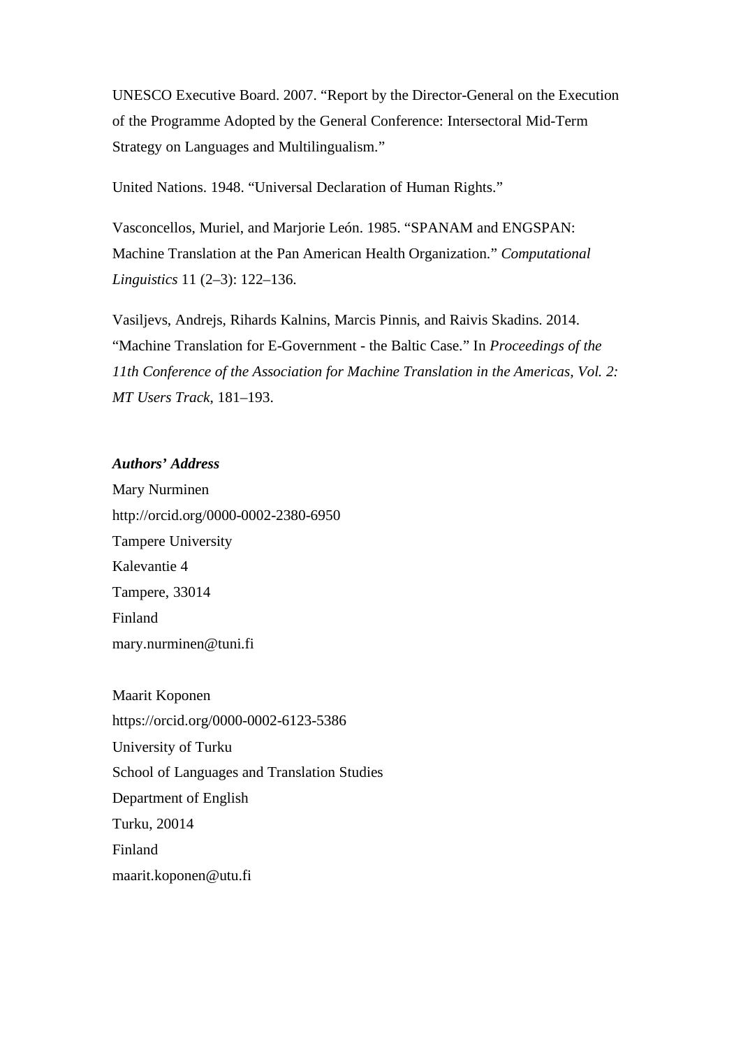UNESCO Executive Board. 2007. "Report by the Director-General on the Execution of the Programme Adopted by the General Conference: Intersectoral Mid-Term Strategy on Languages and Multilingualism."

United Nations. 1948. "Universal Declaration of Human Rights."

Vasconcellos, Muriel, and Marjorie León. 1985. "SPANAM and ENGSPAN: Machine Translation at the Pan American Health Organization." *Computational Linguistics* 11 (2–3): 122–136.

Vasiljevs, Andrejs, Rihards Kalnins, Marcis Pinnis, and Raivis Skadins. 2014. "Machine Translation for E-Government - the Baltic Case." In *Proceedings of the 11th Conference of the Association for Machine Translation in the Americas, Vol. 2: MT Users Track*, 181–193.

***Authors' Address***

Mary Nurminen
http://orcid.org/0000-0002-2380-6950
Tampere University
Kalevantie 4
Tampere, 33014
Finland
mary.nurminen@tuni.fi

Maarit Koponen
https://orcid.org/0000-0002-6123-5386
University of Turku
School of Languages and Translation Studies
Department of English
Turku, 20014
Finland
maarit.koponen@utu.fi